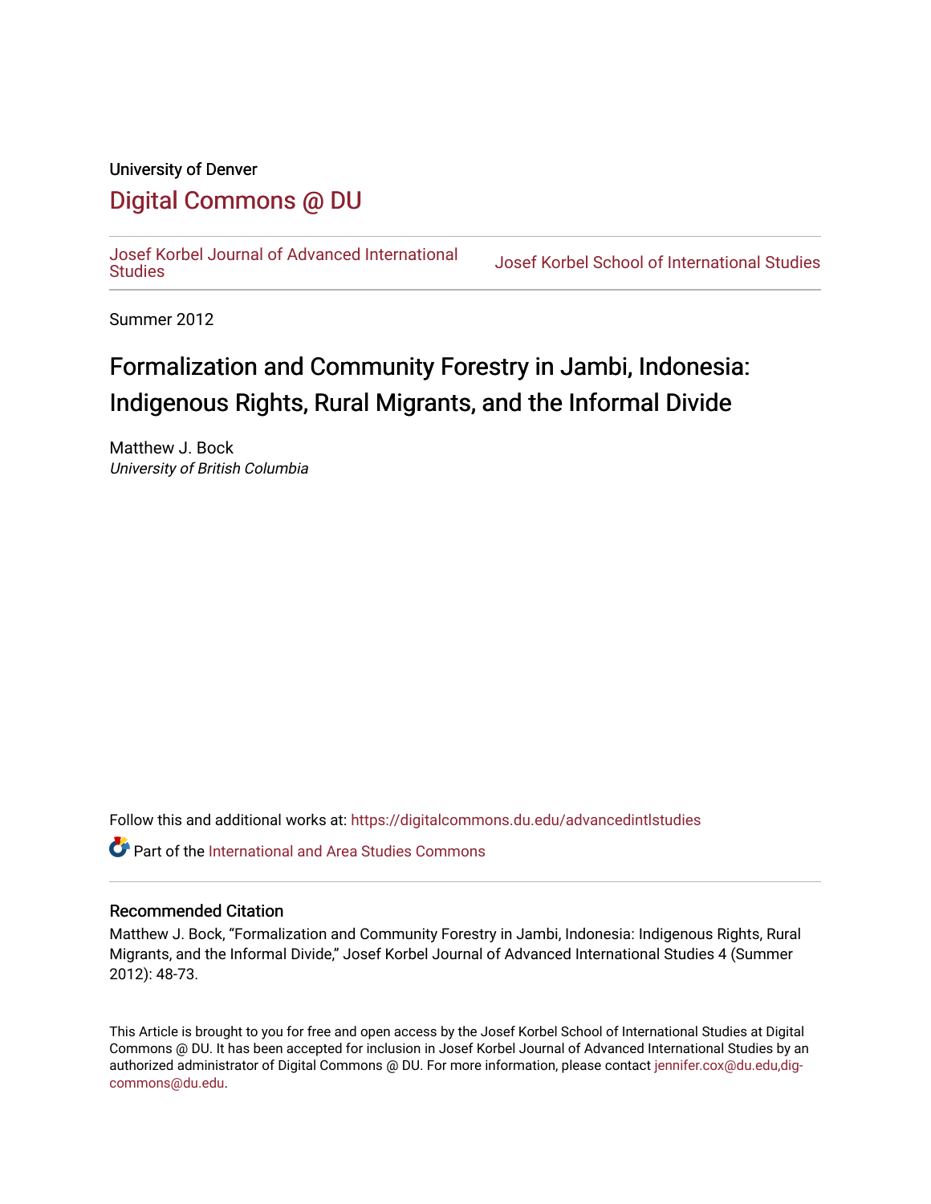University of Denver

## Digital Commons @ DU

Josef Korbel Journal of Advanced International Studies | Josef Korbel School of International Studies

Summer 2012

# Formalization and Community Forestry in Jambi, Indonesia: Indigenous Rights, Rural Migrants, and the Informal Divide

Matthew J. Bock
*University of British Columbia*

Follow this and additional works at: https://digitalcommons.du.edu/advancedintlstudies

Part of the International and Area Studies Commons

### Recommended Citation

Matthew J. Bock, "Formalization and Community Forestry in Jambi, Indonesia: Indigenous Rights, Rural Migrants, and the Informal Divide," Josef Korbel Journal of Advanced International Studies 4 (Summer 2012): 48-73.

This Article is brought to you for free and open access by the Josef Korbel School of International Studies at Digital Commons @ DU. It has been accepted for inclusion in Josef Korbel Journal of Advanced International Studies by an authorized administrator of Digital Commons @ DU. For more information, please contact jennifer.cox@du.edu,dig-commons@du.edu.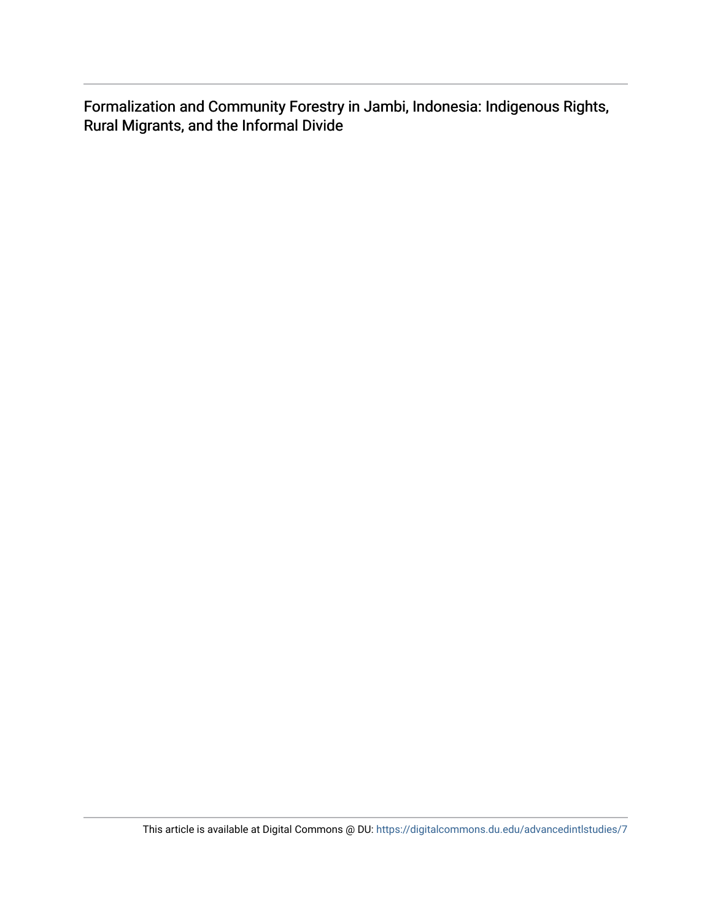Formalization and Community Forestry in Jambi, Indonesia: Indigenous Rights, Rural Migrants, and the Informal Divide

This article is available at Digital Commons @ DU: https://digitalcommons.du.edu/advancedintlstudies/7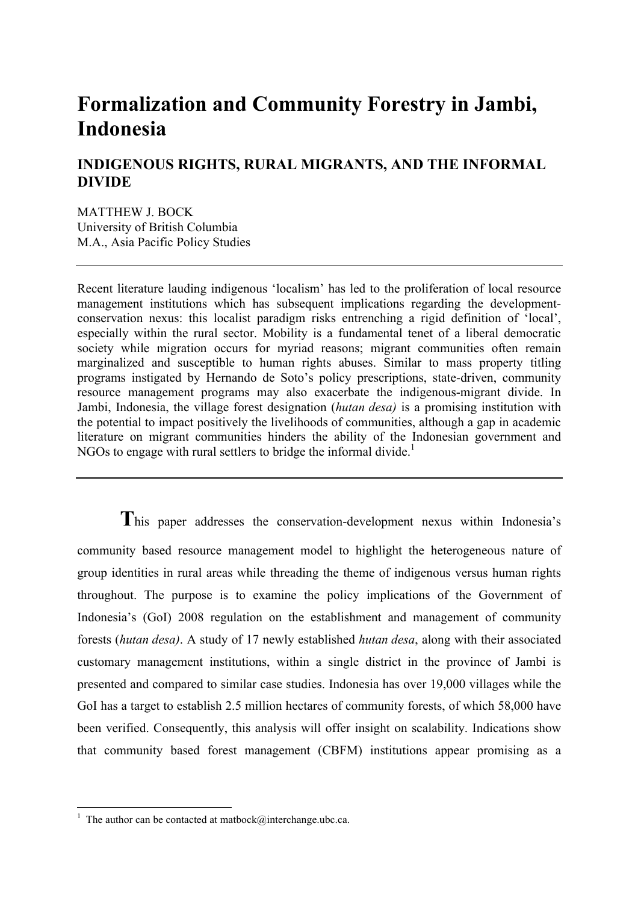# Formalization and Community Forestry in Jambi, Indonesia

## INDIGENOUS RIGHTS, RURAL MIGRANTS, AND THE INFORMAL DIVIDE

MATTHEW J. BOCK
University of British Columbia
M.A., Asia Pacific Policy Studies

---

Recent literature lauding indigenous 'localism' has led to the proliferation of local resource management institutions which has subsequent implications regarding the development-conservation nexus: this localist paradigm risks entrenching a rigid definition of 'local', especially within the rural sector. Mobility is a fundamental tenet of a liberal democratic society while migration occurs for myriad reasons; migrant communities often remain marginalized and susceptible to human rights abuses. Similar to mass property titling programs instigated by Hernando de Soto's policy prescriptions, state-driven, community resource management programs may also exacerbate the indigenous-migrant divide. In Jambi, Indonesia, the village forest designation (*hutan desa)* is a promising institution with the potential to impact positively the livelihoods of communities, although a gap in academic literature on migrant communities hinders the ability of the Indonesian government and NGOs to engage with rural settlers to bridge the informal divide.[1]

---

**T**his paper addresses the conservation-development nexus within Indonesia's community based resource management model to highlight the heterogeneous nature of group identities in rural areas while threading the theme of indigenous versus human rights throughout. The purpose is to examine the policy implications of the Government of Indonesia's (GoI) 2008 regulation on the establishment and management of community forests (*hutan desa)*. A study of 17 newly established *hutan desa*, along with their associated customary management institutions, within a single district in the province of Jambi is presented and compared to similar case studies. Indonesia has over 19,000 villages while the GoI has a target to establish 2.5 million hectares of community forests, of which 58,000 have been verified. Consequently, this analysis will offer insight on scalability. Indications show that community based forest management (CBFM) institutions appear promising as a

---

[1] The author can be contacted at matbock@interchange.ubc.ca.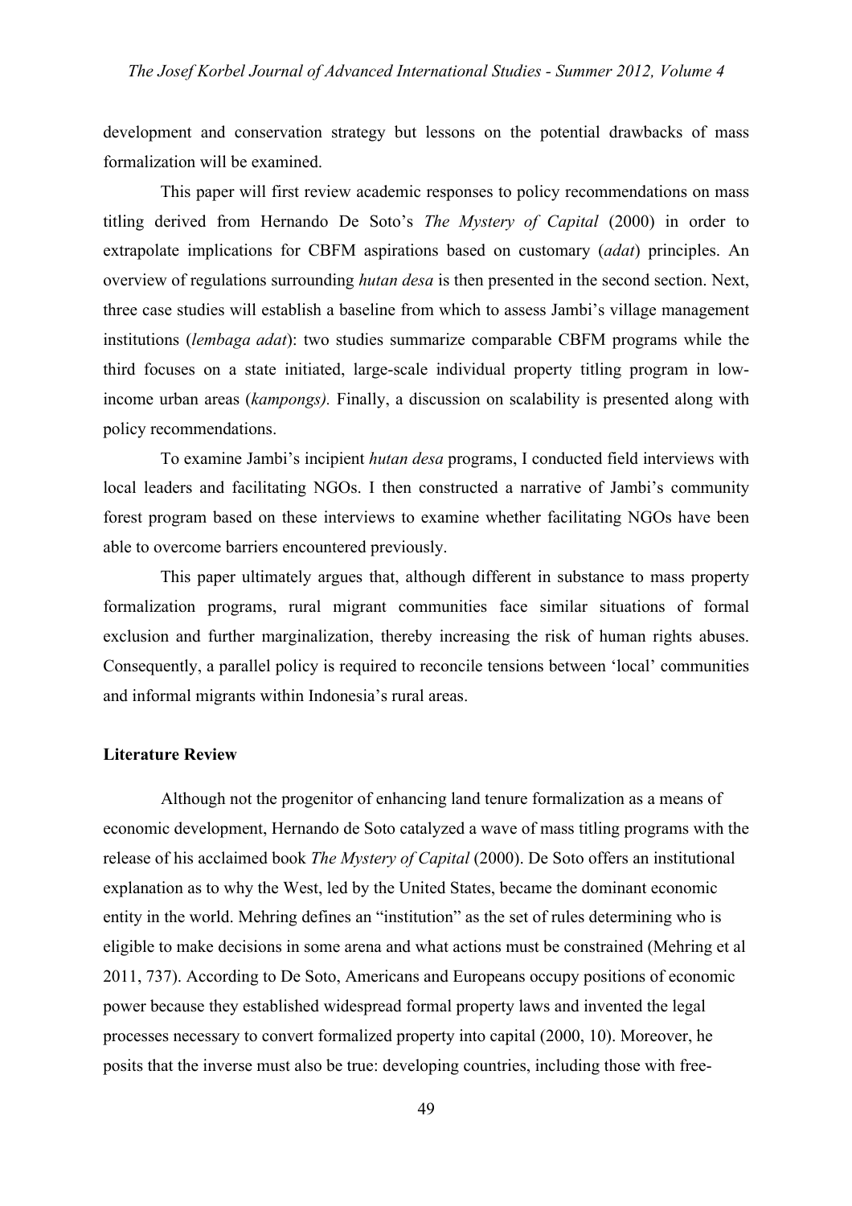development and conservation strategy but lessons on the potential drawbacks of mass formalization will be examined.

This paper will first review academic responses to policy recommendations on mass titling derived from Hernando De Soto's *The Mystery of Capital* (2000) in order to extrapolate implications for CBFM aspirations based on customary (*adat*) principles. An overview of regulations surrounding *hutan desa* is then presented in the second section. Next, three case studies will establish a baseline from which to assess Jambi's village management institutions (*lembaga adat*): two studies summarize comparable CBFM programs while the third focuses on a state initiated, large-scale individual property titling program in low-income urban areas (*kampongs).* Finally, a discussion on scalability is presented along with policy recommendations.

To examine Jambi's incipient *hutan desa* programs, I conducted field interviews with local leaders and facilitating NGOs. I then constructed a narrative of Jambi's community forest program based on these interviews to examine whether facilitating NGOs have been able to overcome barriers encountered previously.

This paper ultimately argues that, although different in substance to mass property formalization programs, rural migrant communities face similar situations of formal exclusion and further marginalization, thereby increasing the risk of human rights abuses. Consequently, a parallel policy is required to reconcile tensions between 'local' communities and informal migrants within Indonesia's rural areas.

**Literature Review**

Although not the progenitor of enhancing land tenure formalization as a means of economic development, Hernando de Soto catalyzed a wave of mass titling programs with the release of his acclaimed book *The Mystery of Capital* (2000). De Soto offers an institutional explanation as to why the West, led by the United States, became the dominant economic entity in the world. Mehring defines an "institution" as the set of rules determining who is eligible to make decisions in some arena and what actions must be constrained (Mehring et al 2011, 737). According to De Soto, Americans and Europeans occupy positions of economic power because they established widespread formal property laws and invented the legal processes necessary to convert formalized property into capital (2000, 10). Moreover, he posits that the inverse must also be true: developing countries, including those with free-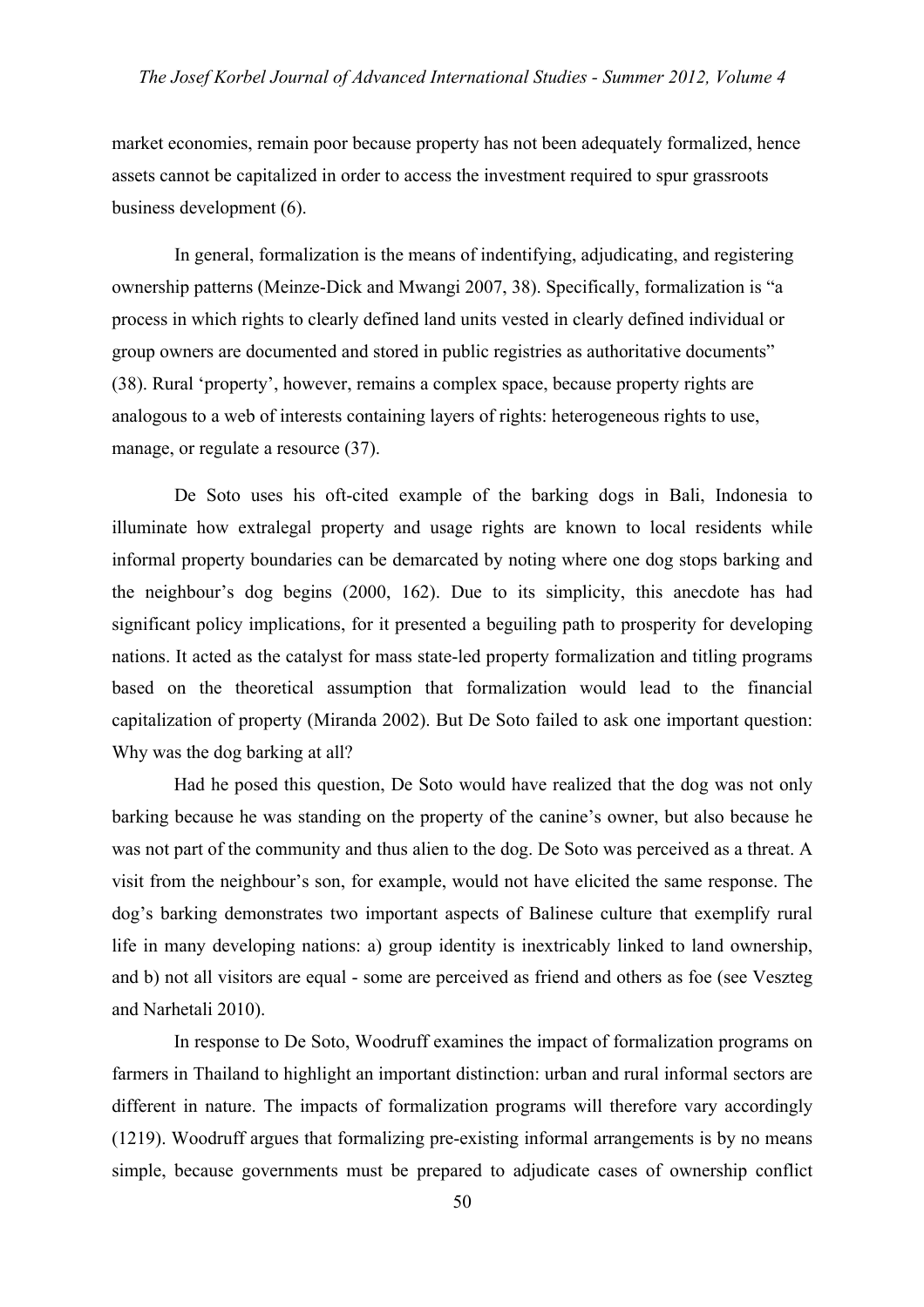market economies, remain poor because property has not been adequately formalized, hence assets cannot be capitalized in order to access the investment required to spur grassroots business development (6).

In general, formalization is the means of indentifying, adjudicating, and registering ownership patterns (Meinze-Dick and Mwangi 2007, 38). Specifically, formalization is "a process in which rights to clearly defined land units vested in clearly defined individual or group owners are documented and stored in public registries as authoritative documents" (38). Rural 'property', however, remains a complex space, because property rights are analogous to a web of interests containing layers of rights: heterogeneous rights to use, manage, or regulate a resource (37).

De Soto uses his oft-cited example of the barking dogs in Bali, Indonesia to illuminate how extralegal property and usage rights are known to local residents while informal property boundaries can be demarcated by noting where one dog stops barking and the neighbour's dog begins (2000, 162). Due to its simplicity, this anecdote has had significant policy implications, for it presented a beguiling path to prosperity for developing nations. It acted as the catalyst for mass state-led property formalization and titling programs based on the theoretical assumption that formalization would lead to the financial capitalization of property (Miranda 2002). But De Soto failed to ask one important question: Why was the dog barking at all?

Had he posed this question, De Soto would have realized that the dog was not only barking because he was standing on the property of the canine's owner, but also because he was not part of the community and thus alien to the dog. De Soto was perceived as a threat. A visit from the neighbour's son, for example, would not have elicited the same response. The dog's barking demonstrates two important aspects of Balinese culture that exemplify rural life in many developing nations: a) group identity is inextricably linked to land ownership, and b) not all visitors are equal - some are perceived as friend and others as foe (see Veszteg and Narhetali 2010).

In response to De Soto, Woodruff examines the impact of formalization programs on farmers in Thailand to highlight an important distinction: urban and rural informal sectors are different in nature. The impacts of formalization programs will therefore vary accordingly (1219). Woodruff argues that formalizing pre-existing informal arrangements is by no means simple, because governments must be prepared to adjudicate cases of ownership conflict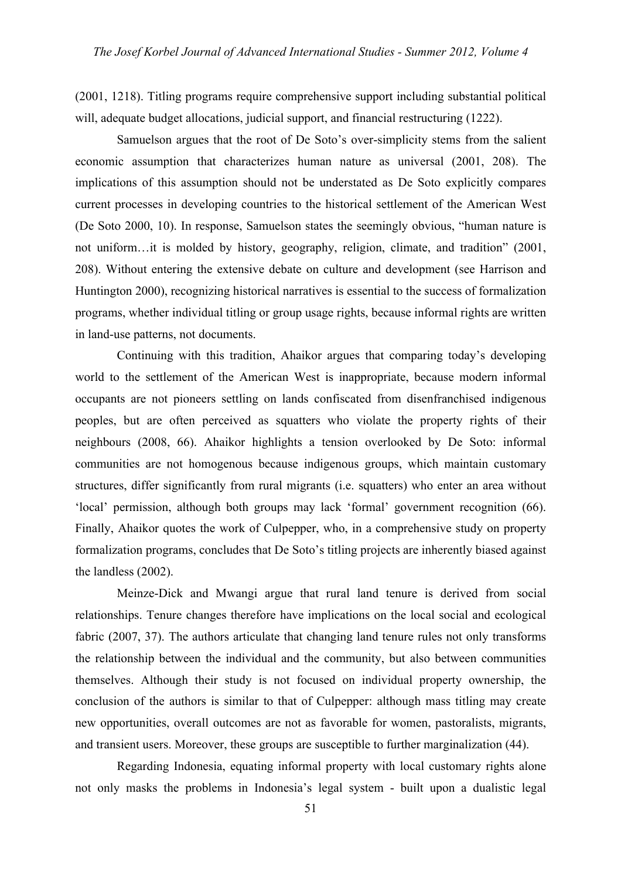(2001, 1218). Titling programs require comprehensive support including substantial political will, adequate budget allocations, judicial support, and financial restructuring (1222).

Samuelson argues that the root of De Soto's over-simplicity stems from the salient economic assumption that characterizes human nature as universal (2001, 208). The implications of this assumption should not be understated as De Soto explicitly compares current processes in developing countries to the historical settlement of the American West (De Soto 2000, 10). In response, Samuelson states the seemingly obvious, "human nature is not uniform…it is molded by history, geography, religion, climate, and tradition" (2001, 208). Without entering the extensive debate on culture and development (see Harrison and Huntington 2000), recognizing historical narratives is essential to the success of formalization programs, whether individual titling or group usage rights, because informal rights are written in land-use patterns, not documents.

Continuing with this tradition, Ahaikor argues that comparing today's developing world to the settlement of the American West is inappropriate, because modern informal occupants are not pioneers settling on lands confiscated from disenfranchised indigenous peoples, but are often perceived as squatters who violate the property rights of their neighbours (2008, 66). Ahaikor highlights a tension overlooked by De Soto: informal communities are not homogenous because indigenous groups, which maintain customary structures, differ significantly from rural migrants (i.e. squatters) who enter an area without 'local' permission, although both groups may lack 'formal' government recognition (66). Finally, Ahaikor quotes the work of Culpepper, who, in a comprehensive study on property formalization programs, concludes that De Soto's titling projects are inherently biased against the landless (2002).

Meinze-Dick and Mwangi argue that rural land tenure is derived from social relationships. Tenure changes therefore have implications on the local social and ecological fabric (2007, 37). The authors articulate that changing land tenure rules not only transforms the relationship between the individual and the community, but also between communities themselves. Although their study is not focused on individual property ownership, the conclusion of the authors is similar to that of Culpepper: although mass titling may create new opportunities, overall outcomes are not as favorable for women, pastoralists, migrants, and transient users. Moreover, these groups are susceptible to further marginalization (44).

Regarding Indonesia, equating informal property with local customary rights alone not only masks the problems in Indonesia's legal system - built upon a dualistic legal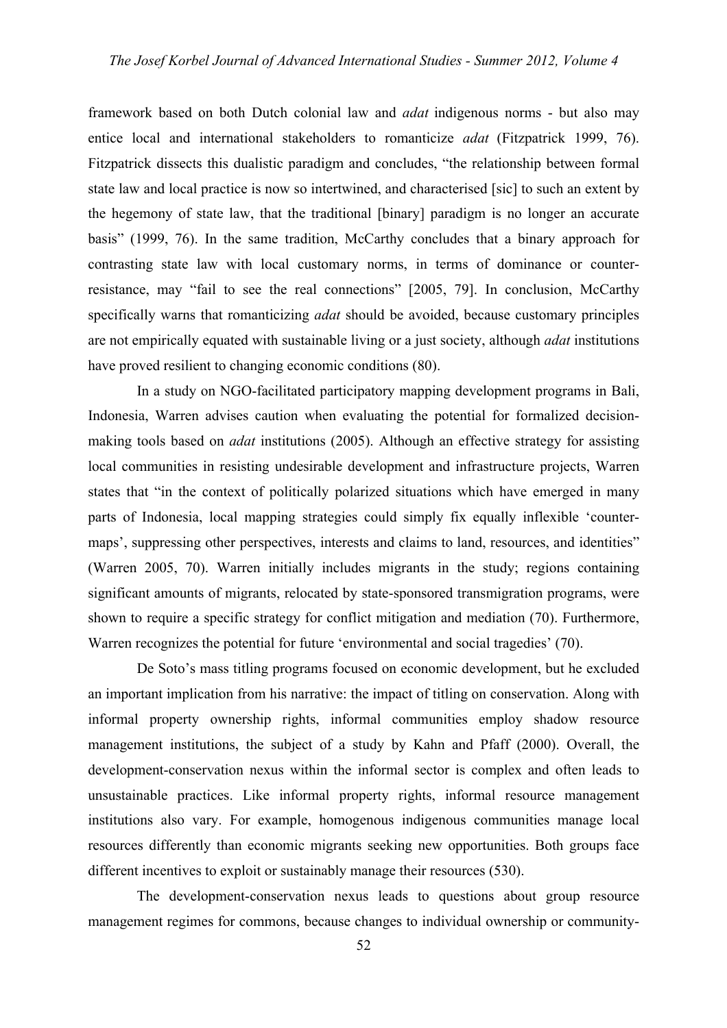framework based on both Dutch colonial law and *adat* indigenous norms - but also may entice local and international stakeholders to romanticize *adat* (Fitzpatrick 1999, 76). Fitzpatrick dissects this dualistic paradigm and concludes, "the relationship between formal state law and local practice is now so intertwined, and characterised [sic] to such an extent by the hegemony of state law, that the traditional [binary] paradigm is no longer an accurate basis" (1999, 76). In the same tradition, McCarthy concludes that a binary approach for contrasting state law with local customary norms, in terms of dominance or counter-resistance, may "fail to see the real connections" [2005, 79]. In conclusion, McCarthy specifically warns that romanticizing *adat* should be avoided, because customary principles are not empirically equated with sustainable living or a just society, although *adat* institutions have proved resilient to changing economic conditions (80).

In a study on NGO-facilitated participatory mapping development programs in Bali, Indonesia, Warren advises caution when evaluating the potential for formalized decision-making tools based on *adat* institutions (2005). Although an effective strategy for assisting local communities in resisting undesirable development and infrastructure projects, Warren states that "in the context of politically polarized situations which have emerged in many parts of Indonesia, local mapping strategies could simply fix equally inflexible 'counter-maps', suppressing other perspectives, interests and claims to land, resources, and identities" (Warren 2005, 70). Warren initially includes migrants in the study; regions containing significant amounts of migrants, relocated by state-sponsored transmigration programs, were shown to require a specific strategy for conflict mitigation and mediation (70). Furthermore, Warren recognizes the potential for future 'environmental and social tragedies' (70).

De Soto's mass titling programs focused on economic development, but he excluded an important implication from his narrative: the impact of titling on conservation. Along with informal property ownership rights, informal communities employ shadow resource management institutions, the subject of a study by Kahn and Pfaff (2000). Overall, the development-conservation nexus within the informal sector is complex and often leads to unsustainable practices. Like informal property rights, informal resource management institutions also vary. For example, homogenous indigenous communities manage local resources differently than economic migrants seeking new opportunities. Both groups face different incentives to exploit or sustainably manage their resources (530).

The development-conservation nexus leads to questions about group resource management regimes for commons, because changes to individual ownership or community-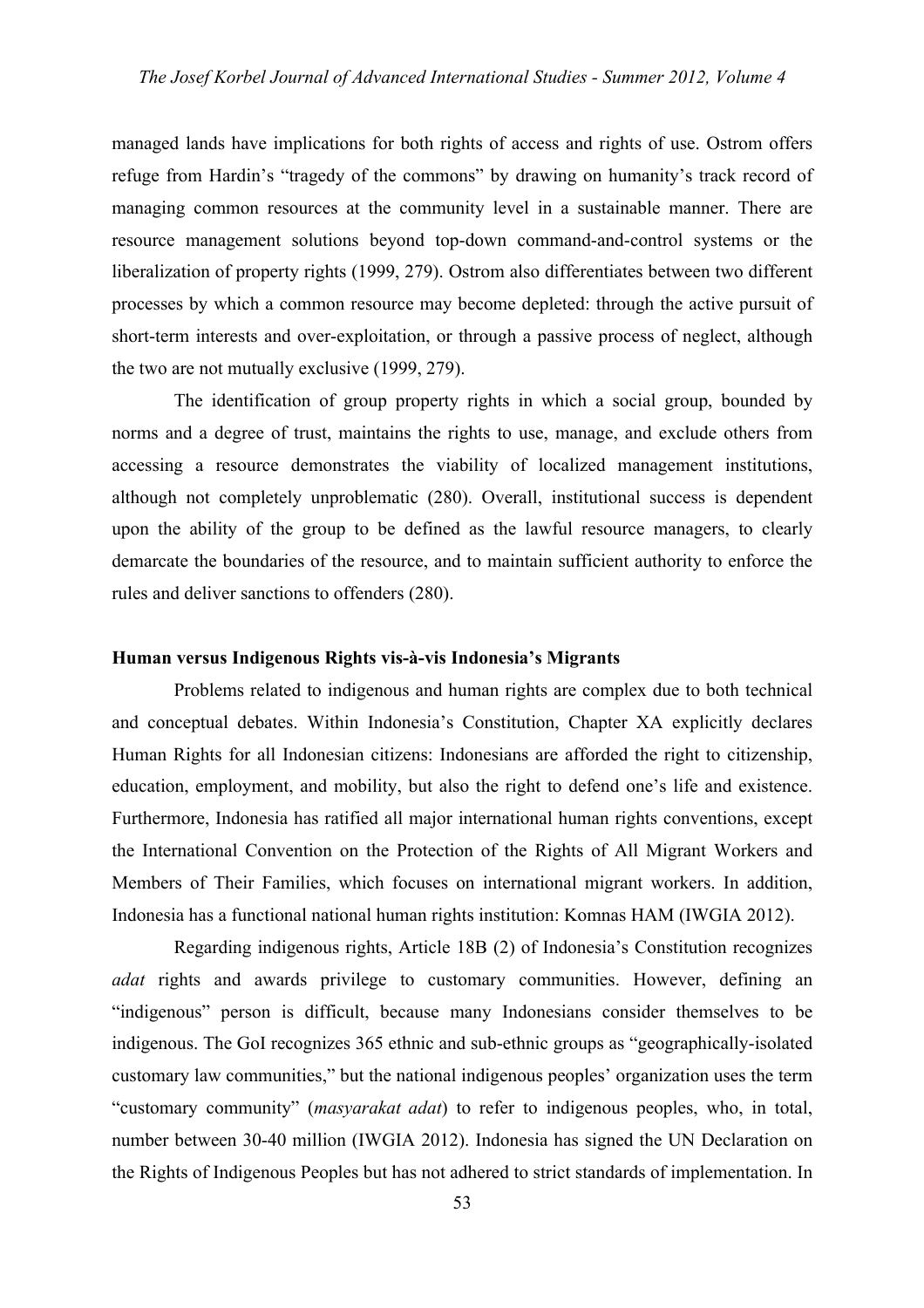managed lands have implications for both rights of access and rights of use. Ostrom offers refuge from Hardin's "tragedy of the commons" by drawing on humanity's track record of managing common resources at the community level in a sustainable manner. There are resource management solutions beyond top-down command-and-control systems or the liberalization of property rights (1999, 279). Ostrom also differentiates between two different processes by which a common resource may become depleted: through the active pursuit of short-term interests and over-exploitation, or through a passive process of neglect, although the two are not mutually exclusive (1999, 279).

The identification of group property rights in which a social group, bounded by norms and a degree of trust, maintains the rights to use, manage, and exclude others from accessing a resource demonstrates the viability of localized management institutions, although not completely unproblematic (280). Overall, institutional success is dependent upon the ability of the group to be defined as the lawful resource managers, to clearly demarcate the boundaries of the resource, and to maintain sufficient authority to enforce the rules and deliver sanctions to offenders (280).

**Human versus Indigenous Rights vis-à-vis Indonesia's Migrants**

Problems related to indigenous and human rights are complex due to both technical and conceptual debates. Within Indonesia's Constitution, Chapter XA explicitly declares Human Rights for all Indonesian citizens: Indonesians are afforded the right to citizenship, education, employment, and mobility, but also the right to defend one's life and existence. Furthermore, Indonesia has ratified all major international human rights conventions, except the International Convention on the Protection of the Rights of All Migrant Workers and Members of Their Families, which focuses on international migrant workers. In addition, Indonesia has a functional national human rights institution: Komnas HAM (IWGIA 2012).

Regarding indigenous rights, Article 18B (2) of Indonesia's Constitution recognizes *adat* rights and awards privilege to customary communities. However, defining an "indigenous" person is difficult, because many Indonesians consider themselves to be indigenous. The GoI recognizes 365 ethnic and sub-ethnic groups as "geographically-isolated customary law communities," but the national indigenous peoples' organization uses the term "customary community" (*masyarakat adat*) to refer to indigenous peoples, who, in total, number between 30-40 million (IWGIA 2012). Indonesia has signed the UN Declaration on the Rights of Indigenous Peoples but has not adhered to strict standards of implementation. In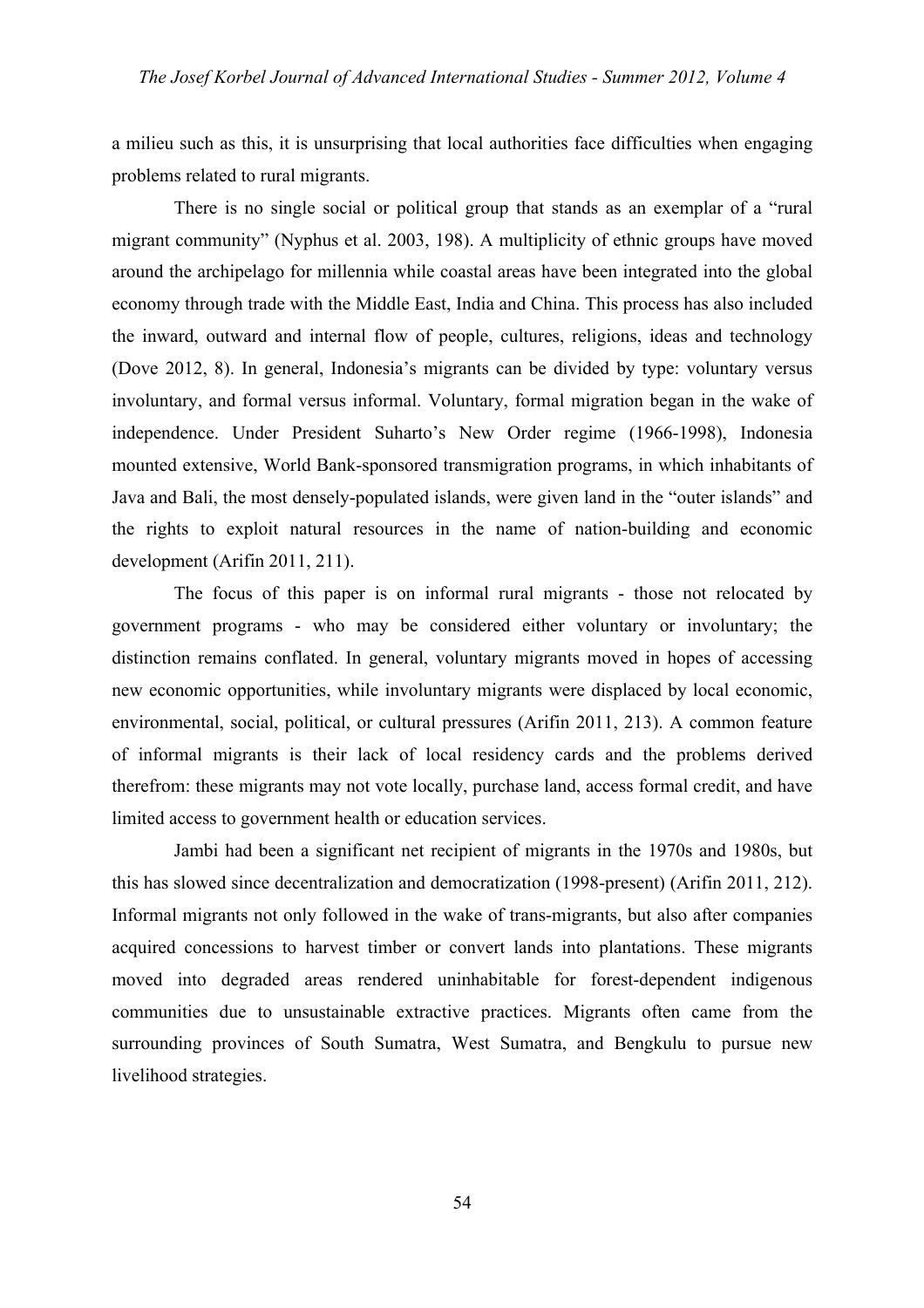a milieu such as this, it is unsurprising that local authorities face difficulties when engaging problems related to rural migrants.

There is no single social or political group that stands as an exemplar of a "rural migrant community" (Nyphus et al. 2003, 198). A multiplicity of ethnic groups have moved around the archipelago for millennia while coastal areas have been integrated into the global economy through trade with the Middle East, India and China. This process has also included the inward, outward and internal flow of people, cultures, religions, ideas and technology (Dove 2012, 8). In general, Indonesia's migrants can be divided by type: voluntary versus involuntary, and formal versus informal. Voluntary, formal migration began in the wake of independence. Under President Suharto's New Order regime (1966-1998), Indonesia mounted extensive, World Bank-sponsored transmigration programs, in which inhabitants of Java and Bali, the most densely-populated islands, were given land in the "outer islands" and the rights to exploit natural resources in the name of nation-building and economic development (Arifin 2011, 211).

The focus of this paper is on informal rural migrants - those not relocated by government programs - who may be considered either voluntary or involuntary; the distinction remains conflated. In general, voluntary migrants moved in hopes of accessing new economic opportunities, while involuntary migrants were displaced by local economic, environmental, social, political, or cultural pressures (Arifin 2011, 213). A common feature of informal migrants is their lack of local residency cards and the problems derived therefrom: these migrants may not vote locally, purchase land, access formal credit, and have limited access to government health or education services.

Jambi had been a significant net recipient of migrants in the 1970s and 1980s, but this has slowed since decentralization and democratization (1998-present) (Arifin 2011, 212). Informal migrants not only followed in the wake of trans-migrants, but also after companies acquired concessions to harvest timber or convert lands into plantations. These migrants moved into degraded areas rendered uninhabitable for forest-dependent indigenous communities due to unsustainable extractive practices. Migrants often came from the surrounding provinces of South Sumatra, West Sumatra, and Bengkulu to pursue new livelihood strategies.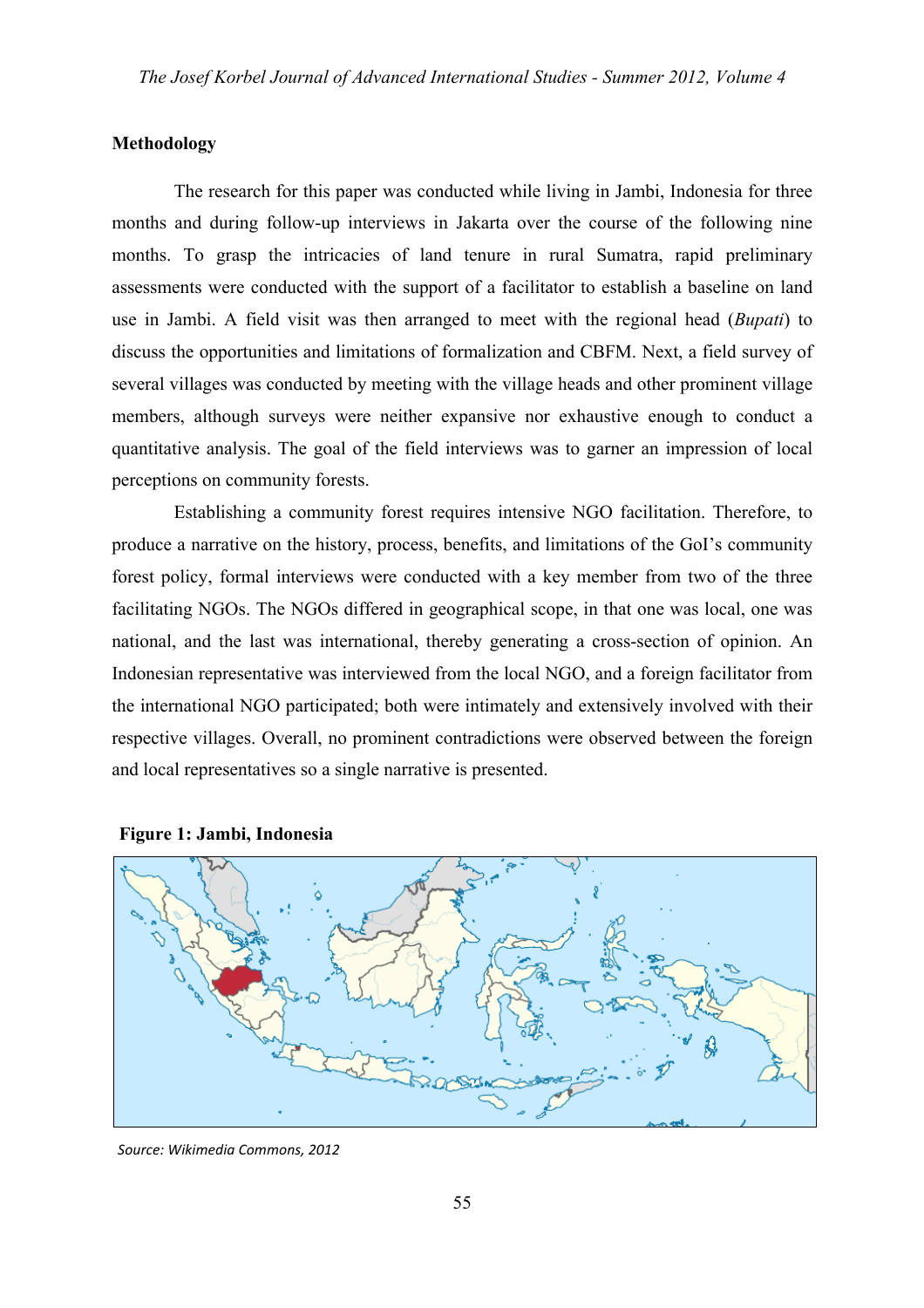## Methodology

The research for this paper was conducted while living in Jambi, Indonesia for three months and during follow-up interviews in Jakarta over the course of the following nine months. To grasp the intricacies of land tenure in rural Sumatra, rapid preliminary assessments were conducted with the support of a facilitator to establish a baseline on land use in Jambi. A field visit was then arranged to meet with the regional head (*Bupati*) to discuss the opportunities and limitations of formalization and CBFM. Next, a field survey of several villages was conducted by meeting with the village heads and other prominent village members, although surveys were neither expansive nor exhaustive enough to conduct a quantitative analysis. The goal of the field interviews was to garner an impression of local perceptions on community forests.

Establishing a community forest requires intensive NGO facilitation. Therefore, to produce a narrative on the history, process, benefits, and limitations of the GoI's community forest policy, formal interviews were conducted with a key member from two of the three facilitating NGOs. The NGOs differed in geographical scope, in that one was local, one was national, and the last was international, thereby generating a cross-section of opinion. An Indonesian representative was interviewed from the local NGO, and a foreign facilitator from the international NGO participated; both were intimately and extensively involved with their respective villages. Overall, no prominent contradictions were observed between the foreign and local representatives so a single narrative is presented.

**Figure 1: Jambi, Indonesia**

*Source: Wikimedia Commons, 2012*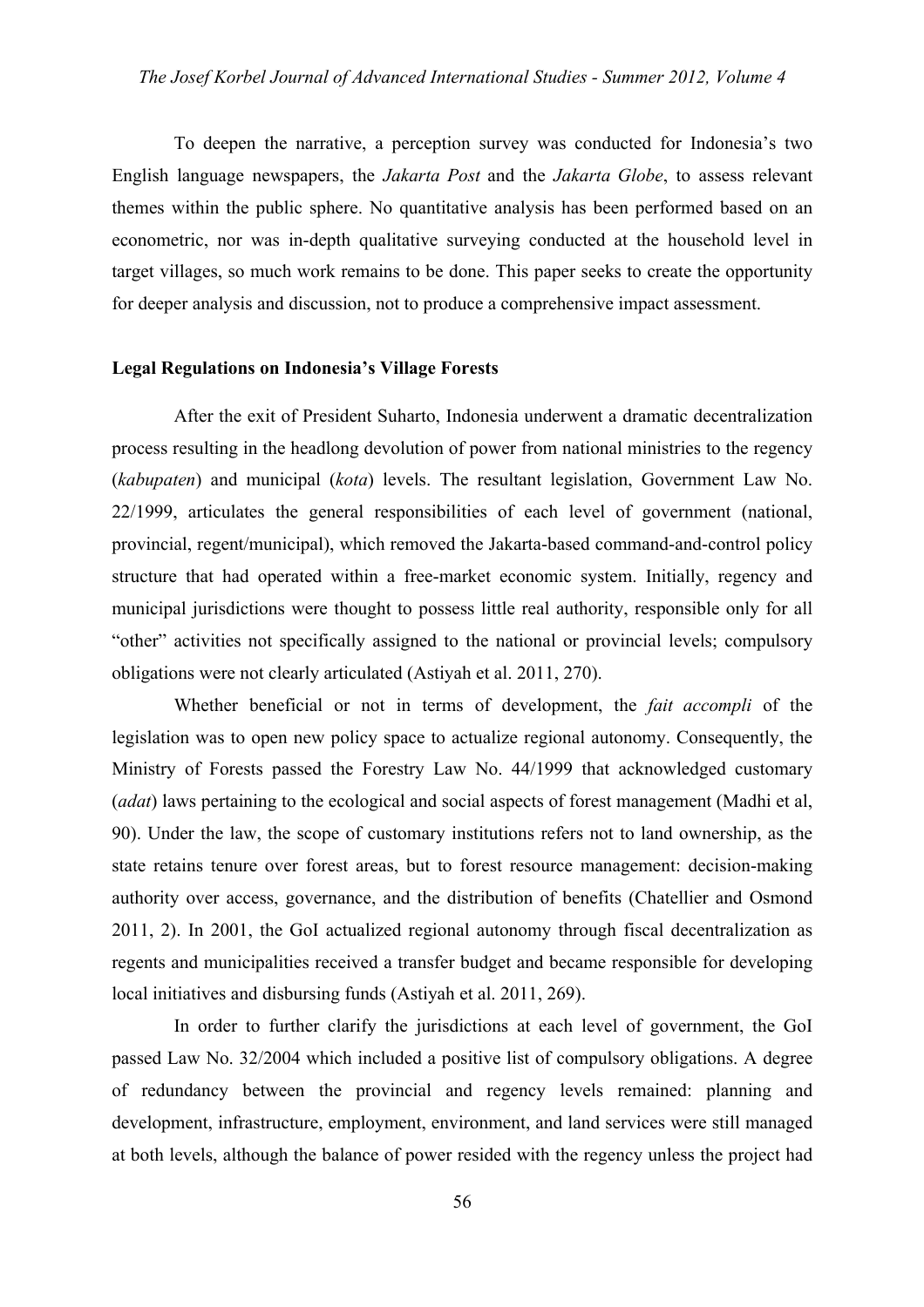To deepen the narrative, a perception survey was conducted for Indonesia's two English language newspapers, the *Jakarta Post* and the *Jakarta Globe*, to assess relevant themes within the public sphere. No quantitative analysis has been performed based on an econometric, nor was in-depth qualitative surveying conducted at the household level in target villages, so much work remains to be done. This paper seeks to create the opportunity for deeper analysis and discussion, not to produce a comprehensive impact assessment.

**Legal Regulations on Indonesia's Village Forests**

After the exit of President Suharto, Indonesia underwent a dramatic decentralization process resulting in the headlong devolution of power from national ministries to the regency (*kabupaten*) and municipal (*kota*) levels. The resultant legislation, Government Law No. 22/1999, articulates the general responsibilities of each level of government (national, provincial, regent/municipal), which removed the Jakarta-based command-and-control policy structure that had operated within a free-market economic system. Initially, regency and municipal jurisdictions were thought to possess little real authority, responsible only for all "other" activities not specifically assigned to the national or provincial levels; compulsory obligations were not clearly articulated (Astiyah et al. 2011, 270).

Whether beneficial or not in terms of development, the *fait accompli* of the legislation was to open new policy space to actualize regional autonomy. Consequently, the Ministry of Forests passed the Forestry Law No. 44/1999 that acknowledged customary (*adat*) laws pertaining to the ecological and social aspects of forest management (Madhi et al, 90). Under the law, the scope of customary institutions refers not to land ownership, as the state retains tenure over forest areas, but to forest resource management: decision-making authority over access, governance, and the distribution of benefits (Chatellier and Osmond 2011, 2). In 2001, the GoI actualized regional autonomy through fiscal decentralization as regents and municipalities received a transfer budget and became responsible for developing local initiatives and disbursing funds (Astiyah et al. 2011, 269).

In order to further clarify the jurisdictions at each level of government, the GoI passed Law No. 32/2004 which included a positive list of compulsory obligations. A degree of redundancy between the provincial and regency levels remained: planning and development, infrastructure, employment, environment, and land services were still managed at both levels, although the balance of power resided with the regency unless the project had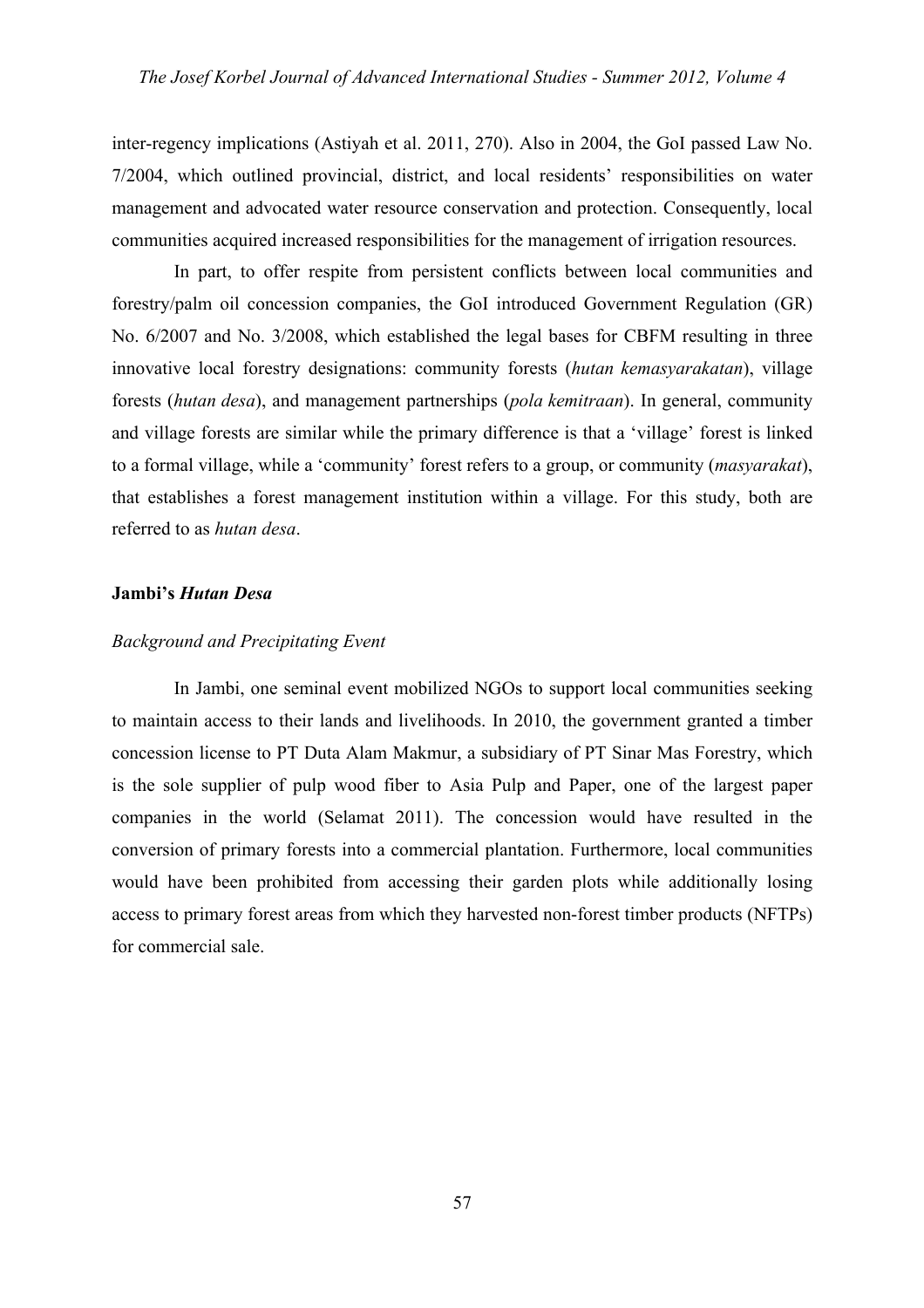inter-regency implications (Astiyah et al. 2011, 270). Also in 2004, the GoI passed Law No. 7/2004, which outlined provincial, district, and local residents' responsibilities on water management and advocated water resource conservation and protection. Consequently, local communities acquired increased responsibilities for the management of irrigation resources.

In part, to offer respite from persistent conflicts between local communities and forestry/palm oil concession companies, the GoI introduced Government Regulation (GR) No. 6/2007 and No. 3/2008, which established the legal bases for CBFM resulting in three innovative local forestry designations: community forests (*hutan kemasyarakatan*), village forests (*hutan desa*), and management partnerships (*pola kemitraan*). In general, community and village forests are similar while the primary difference is that a 'village' forest is linked to a formal village, while a 'community' forest refers to a group, or community (*masyarakat*), that establishes a forest management institution within a village. For this study, both are referred to as *hutan desa*.

## Jambi's *Hutan Desa*

### *Background and Precipitating Event*

In Jambi, one seminal event mobilized NGOs to support local communities seeking to maintain access to their lands and livelihoods. In 2010, the government granted a timber concession license to PT Duta Alam Makmur, a subsidiary of PT Sinar Mas Forestry, which is the sole supplier of pulp wood fiber to Asia Pulp and Paper, one of the largest paper companies in the world (Selamat 2011). The concession would have resulted in the conversion of primary forests into a commercial plantation. Furthermore, local communities would have been prohibited from accessing their garden plots while additionally losing access to primary forest areas from which they harvested non-forest timber products (NFTPs) for commercial sale.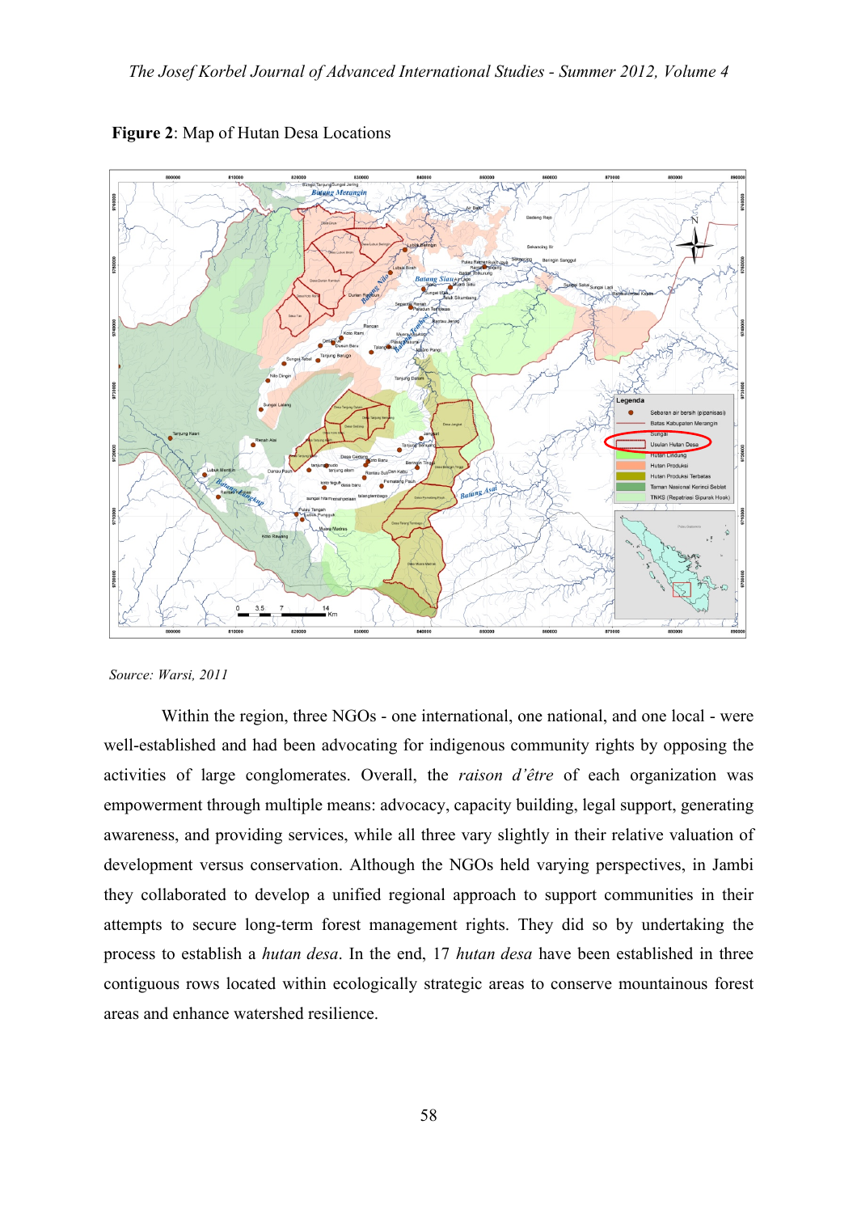**Figure 2**: Map of Hutan Desa Locations

*Source: Warsi, 2011*

Within the region, three NGOs - one international, one national, and one local - were well-established and had been advocating for indigenous community rights by opposing the activities of large conglomerates. Overall, the *raison d'être* of each organization was empowerment through multiple means: advocacy, capacity building, legal support, generating awareness, and providing services, while all three vary slightly in their relative valuation of development versus conservation. Although the NGOs held varying perspectives, in Jambi they collaborated to develop a unified regional approach to support communities in their attempts to secure long-term forest management rights. They did so by undertaking the process to establish a *hutan desa*. In the end, 17 *hutan desa* have been established in three contiguous rows located within ecologically strategic areas to conserve mountainous forest areas and enhance watershed resilience.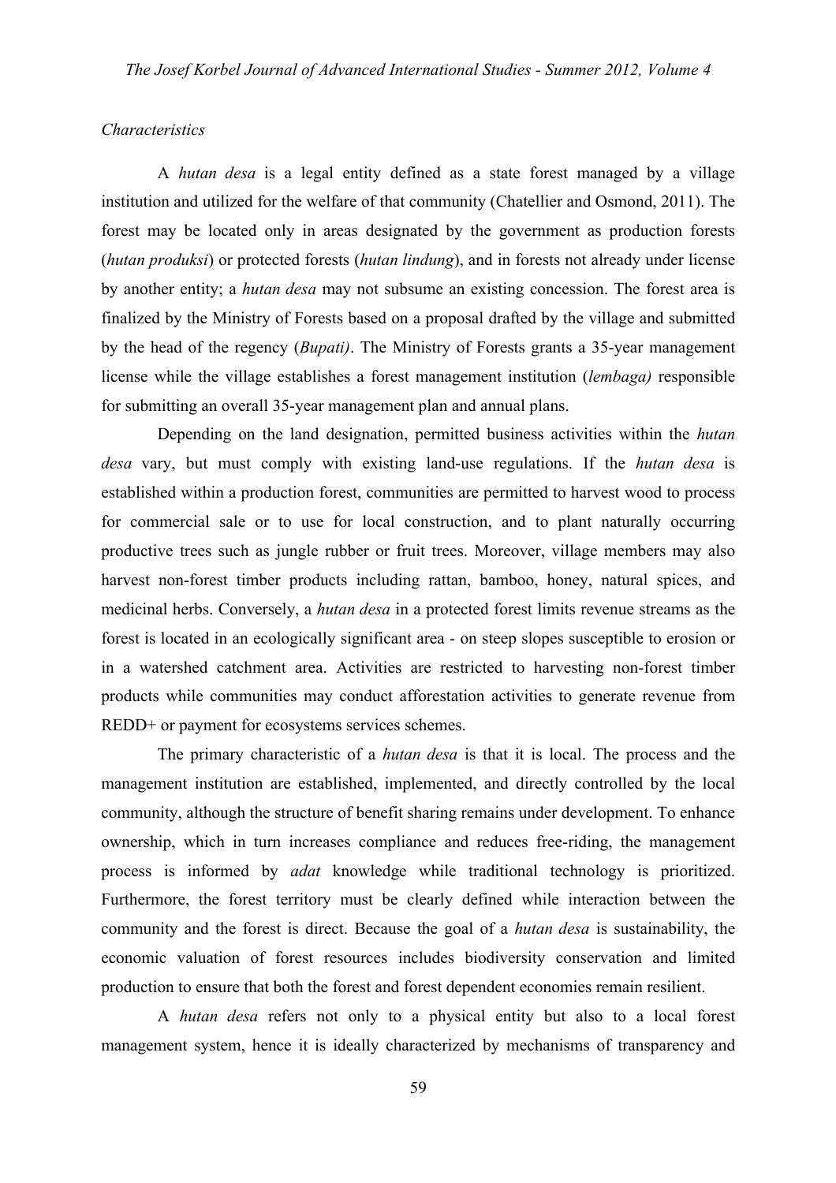*Characteristics*

A *hutan desa* is a legal entity defined as a state forest managed by a village institution and utilized for the welfare of that community (Chatellier and Osmond, 2011). The forest may be located only in areas designated by the government as production forests (*hutan produksi*) or protected forests (*hutan lindung*), and in forests not already under license by another entity; a *hutan desa* may not subsume an existing concession. The forest area is finalized by the Ministry of Forests based on a proposal drafted by the village and submitted by the head of the regency (*Bupati)*. The Ministry of Forests grants a 35-year management license while the village establishes a forest management institution (*lembaga)* responsible for submitting an overall 35-year management plan and annual plans.

Depending on the land designation, permitted business activities within the *hutan desa* vary, but must comply with existing land-use regulations. If the *hutan desa* is established within a production forest, communities are permitted to harvest wood to process for commercial sale or to use for local construction, and to plant naturally occurring productive trees such as jungle rubber or fruit trees. Moreover, village members may also harvest non-forest timber products including rattan, bamboo, honey, natural spices, and medicinal herbs. Conversely, a *hutan desa* in a protected forest limits revenue streams as the forest is located in an ecologically significant area - on steep slopes susceptible to erosion or in a watershed catchment area. Activities are restricted to harvesting non-forest timber products while communities may conduct afforestation activities to generate revenue from REDD+ or payment for ecosystems services schemes.

The primary characteristic of a *hutan desa* is that it is local. The process and the management institution are established, implemented, and directly controlled by the local community, although the structure of benefit sharing remains under development. To enhance ownership, which in turn increases compliance and reduces free-riding, the management process is informed by *adat* knowledge while traditional technology is prioritized. Furthermore, the forest territory must be clearly defined while interaction between the community and the forest is direct. Because the goal of a *hutan desa* is sustainability, the economic valuation of forest resources includes biodiversity conservation and limited production to ensure that both the forest and forest dependent economies remain resilient.

A *hutan desa* refers not only to a physical entity but also to a local forest management system, hence it is ideally characterized by mechanisms of transparency and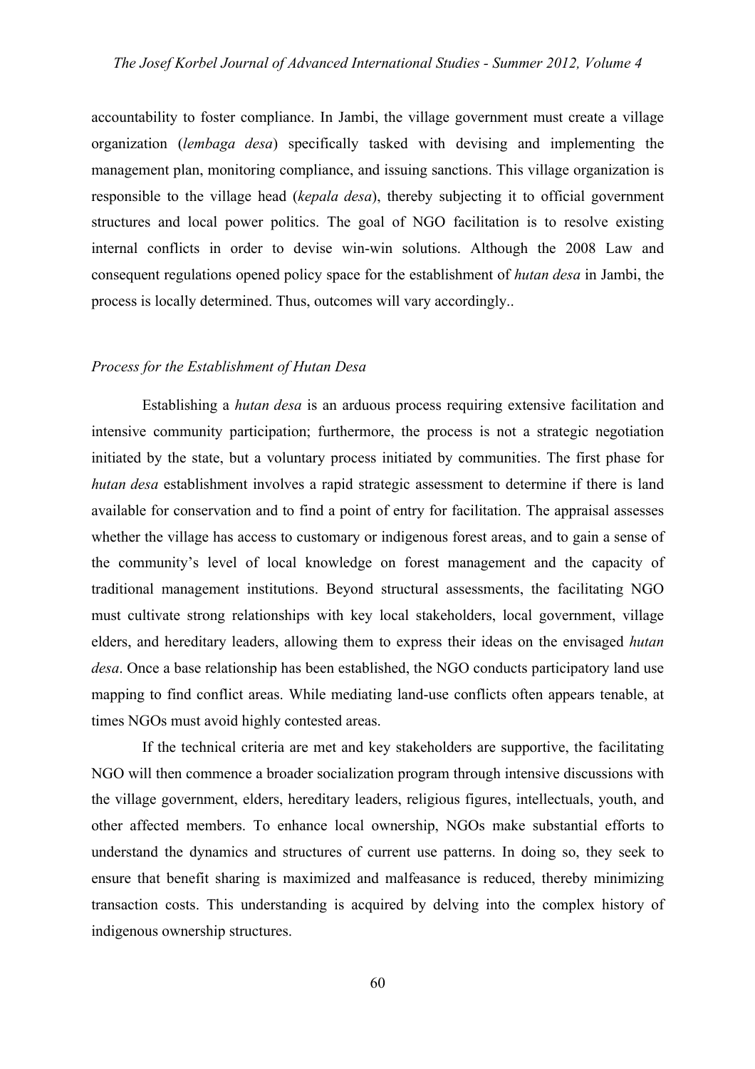accountability to foster compliance. In Jambi, the village government must create a village organization (*lembaga desa*) specifically tasked with devising and implementing the management plan, monitoring compliance, and issuing sanctions. This village organization is responsible to the village head (*kepala desa*), thereby subjecting it to official government structures and local power politics. The goal of NGO facilitation is to resolve existing internal conflicts in order to devise win-win solutions. Although the 2008 Law and consequent regulations opened policy space for the establishment of *hutan desa* in Jambi, the process is locally determined. Thus, outcomes will vary accordingly..

*Process for the Establishment of Hutan Desa*

Establishing a *hutan desa* is an arduous process requiring extensive facilitation and intensive community participation; furthermore, the process is not a strategic negotiation initiated by the state, but a voluntary process initiated by communities. The first phase for *hutan desa* establishment involves a rapid strategic assessment to determine if there is land available for conservation and to find a point of entry for facilitation. The appraisal assesses whether the village has access to customary or indigenous forest areas, and to gain a sense of the community's level of local knowledge on forest management and the capacity of traditional management institutions. Beyond structural assessments, the facilitating NGO must cultivate strong relationships with key local stakeholders, local government, village elders, and hereditary leaders, allowing them to express their ideas on the envisaged *hutan desa*. Once a base relationship has been established, the NGO conducts participatory land use mapping to find conflict areas. While mediating land-use conflicts often appears tenable, at times NGOs must avoid highly contested areas.

If the technical criteria are met and key stakeholders are supportive, the facilitating NGO will then commence a broader socialization program through intensive discussions with the village government, elders, hereditary leaders, religious figures, intellectuals, youth, and other affected members. To enhance local ownership, NGOs make substantial efforts to understand the dynamics and structures of current use patterns. In doing so, they seek to ensure that benefit sharing is maximized and malfeasance is reduced, thereby minimizing transaction costs. This understanding is acquired by delving into the complex history of indigenous ownership structures.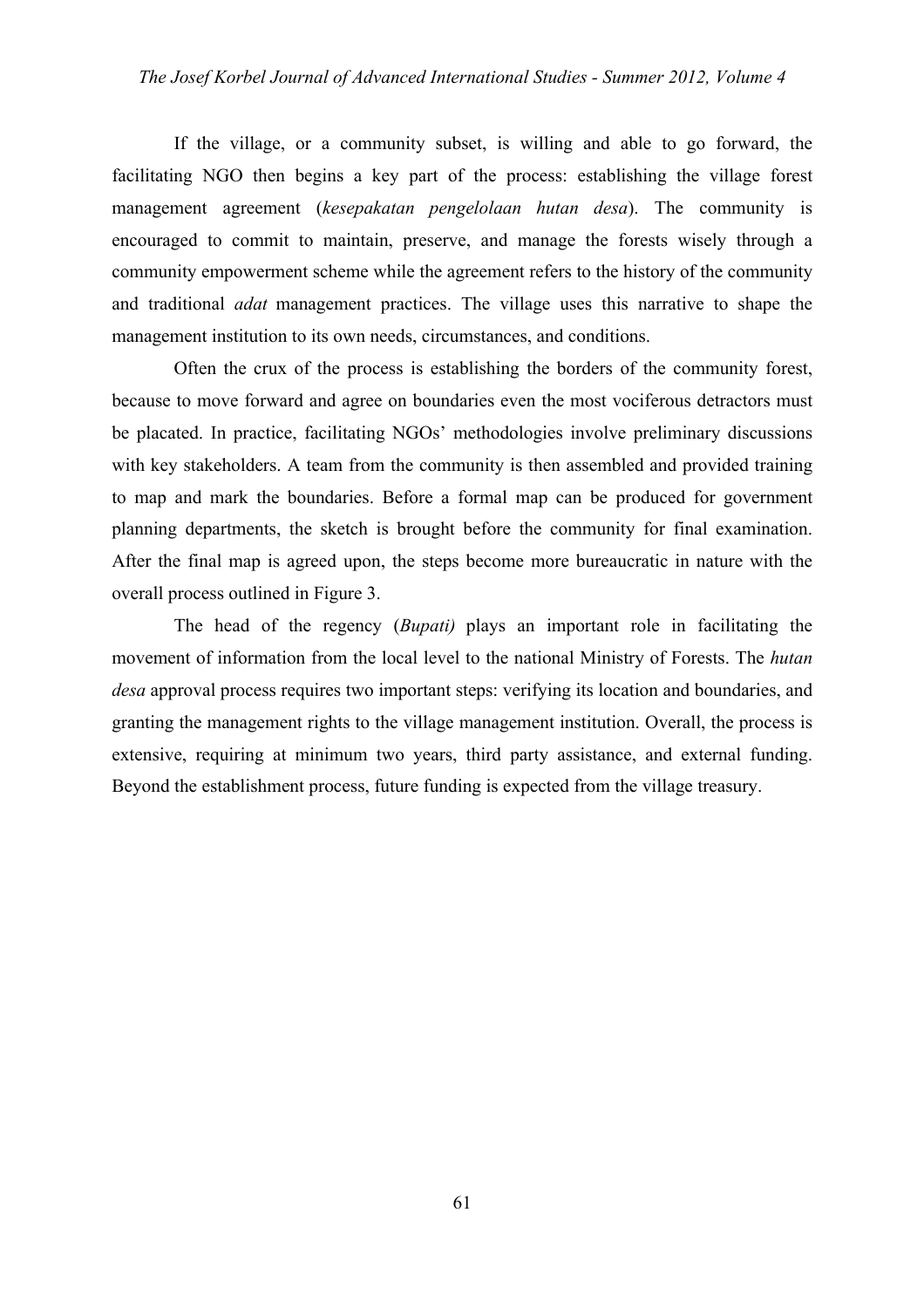If the village, or a community subset, is willing and able to go forward, the facilitating NGO then begins a key part of the process: establishing the village forest management agreement (*kesepakatan pengelolaan hutan desa*). The community is encouraged to commit to maintain, preserve, and manage the forests wisely through a community empowerment scheme while the agreement refers to the history of the community and traditional *adat* management practices. The village uses this narrative to shape the management institution to its own needs, circumstances, and conditions.

Often the crux of the process is establishing the borders of the community forest, because to move forward and agree on boundaries even the most vociferous detractors must be placated. In practice, facilitating NGOs' methodologies involve preliminary discussions with key stakeholders. A team from the community is then assembled and provided training to map and mark the boundaries. Before a formal map can be produced for government planning departments, the sketch is brought before the community for final examination. After the final map is agreed upon, the steps become more bureaucratic in nature with the overall process outlined in Figure 3.

The head of the regency (*Bupati)* plays an important role in facilitating the movement of information from the local level to the national Ministry of Forests. The *hutan desa* approval process requires two important steps: verifying its location and boundaries, and granting the management rights to the village management institution. Overall, the process is extensive, requiring at minimum two years, third party assistance, and external funding. Beyond the establishment process, future funding is expected from the village treasury.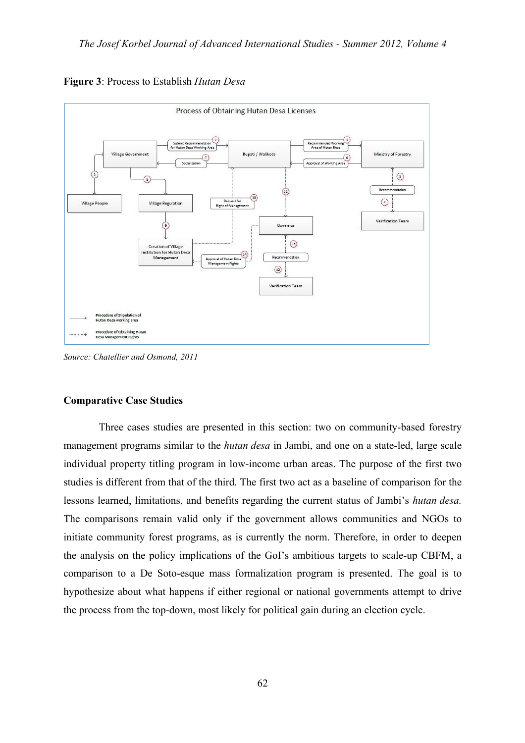**Figure 3**: Process to Establish *Hutan Desa*

*Source: Chatellier and Osmond, 2011*

**Comparative Case Studies**

Three cases studies are presented in this section: two on community-based forestry management programs similar to the *hutan desa* in Jambi, and one on a state-led, large scale individual property titling program in low-income urban areas. The purpose of the first two studies is different from that of the third. The first two act as a baseline of comparison for the lessons learned, limitations, and benefits regarding the current status of Jambi's *hutan desa.* The comparisons remain valid only if the government allows communities and NGOs to initiate community forest programs, as is currently the norm. Therefore, in order to deepen the analysis on the policy implications of the GoI's ambitious targets to scale-up CBFM, a comparison to a De Soto-esque mass formalization program is presented. The goal is to hypothesize about what happens if either regional or national governments attempt to drive the process from the top-down, most likely for political gain during an election cycle.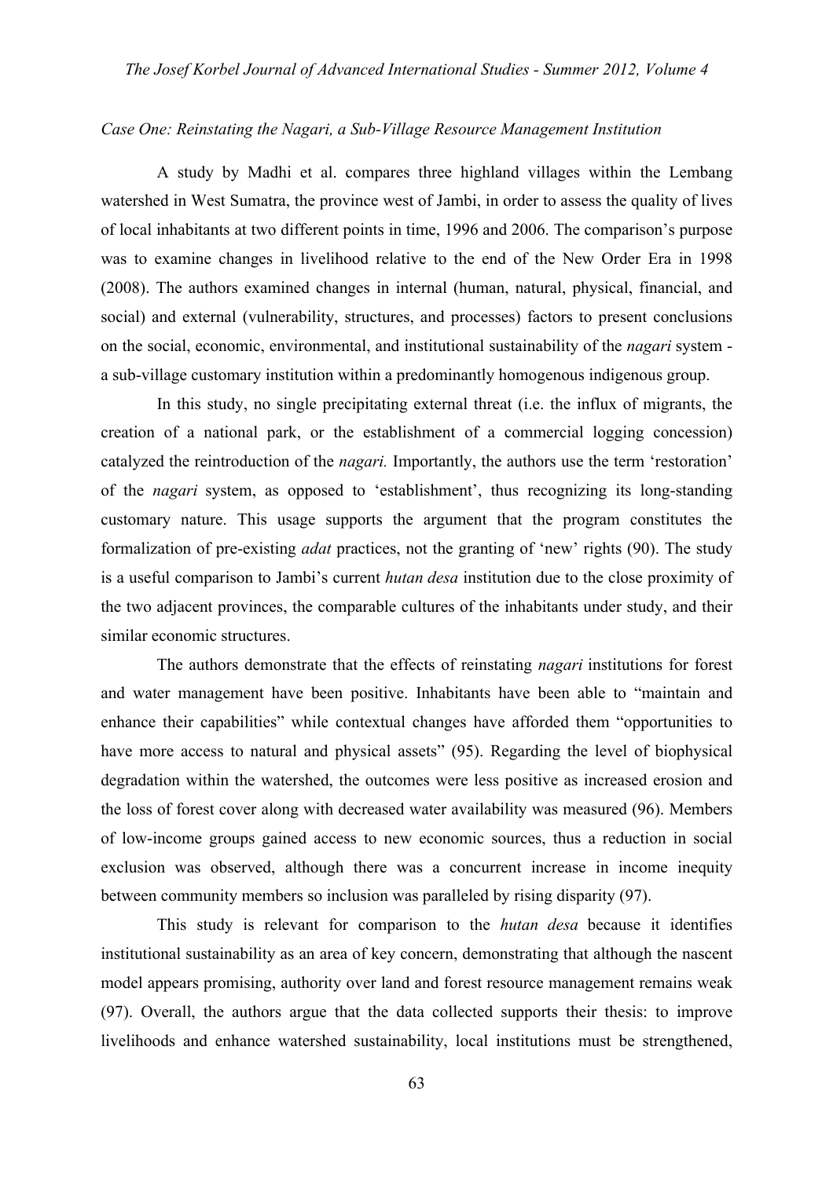*Case One: Reinstating the Nagari, a Sub-Village Resource Management Institution*

A study by Madhi et al. compares three highland villages within the Lembang watershed in West Sumatra, the province west of Jambi, in order to assess the quality of lives of local inhabitants at two different points in time, 1996 and 2006. The comparison's purpose was to examine changes in livelihood relative to the end of the New Order Era in 1998 (2008). The authors examined changes in internal (human, natural, physical, financial, and social) and external (vulnerability, structures, and processes) factors to present conclusions on the social, economic, environmental, and institutional sustainability of the *nagari* system - a sub-village customary institution within a predominantly homogenous indigenous group.

In this study, no single precipitating external threat (i.e. the influx of migrants, the creation of a national park, or the establishment of a commercial logging concession) catalyzed the reintroduction of the *nagari.* Importantly, the authors use the term 'restoration' of the *nagari* system, as opposed to 'establishment', thus recognizing its long-standing customary nature. This usage supports the argument that the program constitutes the formalization of pre-existing *adat* practices, not the granting of 'new' rights (90). The study is a useful comparison to Jambi's current *hutan desa* institution due to the close proximity of the two adjacent provinces, the comparable cultures of the inhabitants under study, and their similar economic structures.

The authors demonstrate that the effects of reinstating *nagari* institutions for forest and water management have been positive. Inhabitants have been able to "maintain and enhance their capabilities" while contextual changes have afforded them "opportunities to have more access to natural and physical assets" (95). Regarding the level of biophysical degradation within the watershed, the outcomes were less positive as increased erosion and the loss of forest cover along with decreased water availability was measured (96). Members of low-income groups gained access to new economic sources, thus a reduction in social exclusion was observed, although there was a concurrent increase in income inequity between community members so inclusion was paralleled by rising disparity (97).

This study is relevant for comparison to the *hutan desa* because it identifies institutional sustainability as an area of key concern, demonstrating that although the nascent model appears promising, authority over land and forest resource management remains weak (97). Overall, the authors argue that the data collected supports their thesis: to improve livelihoods and enhance watershed sustainability, local institutions must be strengthened,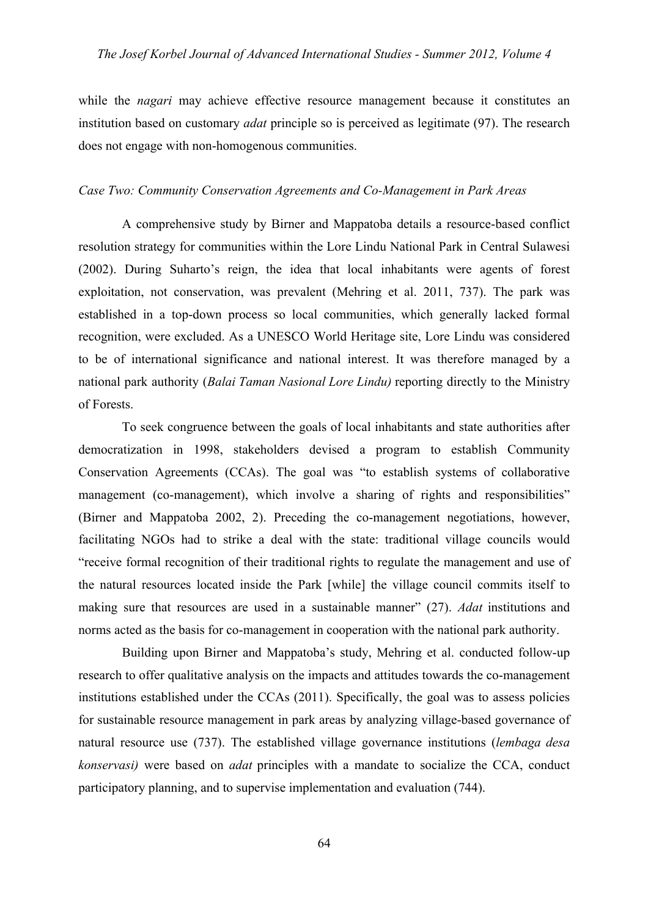while the *nagari* may achieve effective resource management because it constitutes an institution based on customary *adat* principle so is perceived as legitimate (97). The research does not engage with non-homogenous communities.

*Case Two: Community Conservation Agreements and Co-Management in Park Areas*

A comprehensive study by Birner and Mappatoba details a resource-based conflict resolution strategy for communities within the Lore Lindu National Park in Central Sulawesi (2002). During Suharto's reign, the idea that local inhabitants were agents of forest exploitation, not conservation, was prevalent (Mehring et al. 2011, 737). The park was established in a top-down process so local communities, which generally lacked formal recognition, were excluded. As a UNESCO World Heritage site, Lore Lindu was considered to be of international significance and national interest. It was therefore managed by a national park authority (*Balai Taman Nasional Lore Lindu)* reporting directly to the Ministry of Forests.

To seek congruence between the goals of local inhabitants and state authorities after democratization in 1998, stakeholders devised a program to establish Community Conservation Agreements (CCAs). The goal was "to establish systems of collaborative management (co-management), which involve a sharing of rights and responsibilities" (Birner and Mappatoba 2002, 2). Preceding the co-management negotiations, however, facilitating NGOs had to strike a deal with the state: traditional village councils would "receive formal recognition of their traditional rights to regulate the management and use of the natural resources located inside the Park [while] the village council commits itself to making sure that resources are used in a sustainable manner" (27). *Adat* institutions and norms acted as the basis for co-management in cooperation with the national park authority.

Building upon Birner and Mappatoba's study, Mehring et al. conducted follow-up research to offer qualitative analysis on the impacts and attitudes towards the co-management institutions established under the CCAs (2011). Specifically, the goal was to assess policies for sustainable resource management in park areas by analyzing village-based governance of natural resource use (737). The established village governance institutions (*lembaga desa konservasi)* were based on *adat* principles with a mandate to socialize the CCA, conduct participatory planning, and to supervise implementation and evaluation (744).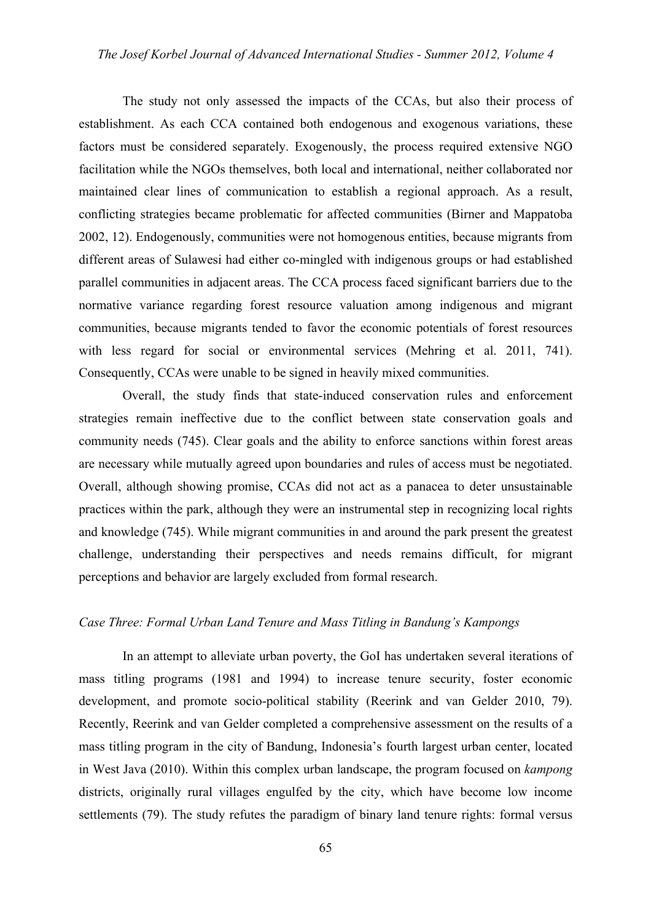The study not only assessed the impacts of the CCAs, but also their process of establishment. As each CCA contained both endogenous and exogenous variations, these factors must be considered separately. Exogenously, the process required extensive NGO facilitation while the NGOs themselves, both local and international, neither collaborated nor maintained clear lines of communication to establish a regional approach. As a result, conflicting strategies became problematic for affected communities (Birner and Mappatoba 2002, 12). Endogenously, communities were not homogenous entities, because migrants from different areas of Sulawesi had either co-mingled with indigenous groups or had established parallel communities in adjacent areas. The CCA process faced significant barriers due to the normative variance regarding forest resource valuation among indigenous and migrant communities, because migrants tended to favor the economic potentials of forest resources with less regard for social or environmental services (Mehring et al. 2011, 741). Consequently, CCAs were unable to be signed in heavily mixed communities.

Overall, the study finds that state-induced conservation rules and enforcement strategies remain ineffective due to the conflict between state conservation goals and community needs (745). Clear goals and the ability to enforce sanctions within forest areas are necessary while mutually agreed upon boundaries and rules of access must be negotiated. Overall, although showing promise, CCAs did not act as a panacea to deter unsustainable practices within the park, although they were an instrumental step in recognizing local rights and knowledge (745). While migrant communities in and around the park present the greatest challenge, understanding their perspectives and needs remains difficult, for migrant perceptions and behavior are largely excluded from formal research.

### *Case Three: Formal Urban Land Tenure and Mass Titling in Bandung's Kampongs*

In an attempt to alleviate urban poverty, the GoI has undertaken several iterations of mass titling programs (1981 and 1994) to increase tenure security, foster economic development, and promote socio-political stability (Reerink and van Gelder 2010, 79). Recently, Reerink and van Gelder completed a comprehensive assessment on the results of a mass titling program in the city of Bandung, Indonesia's fourth largest urban center, located in West Java (2010). Within this complex urban landscape, the program focused on *kampong* districts, originally rural villages engulfed by the city, which have become low income settlements (79). The study refutes the paradigm of binary land tenure rights: formal versus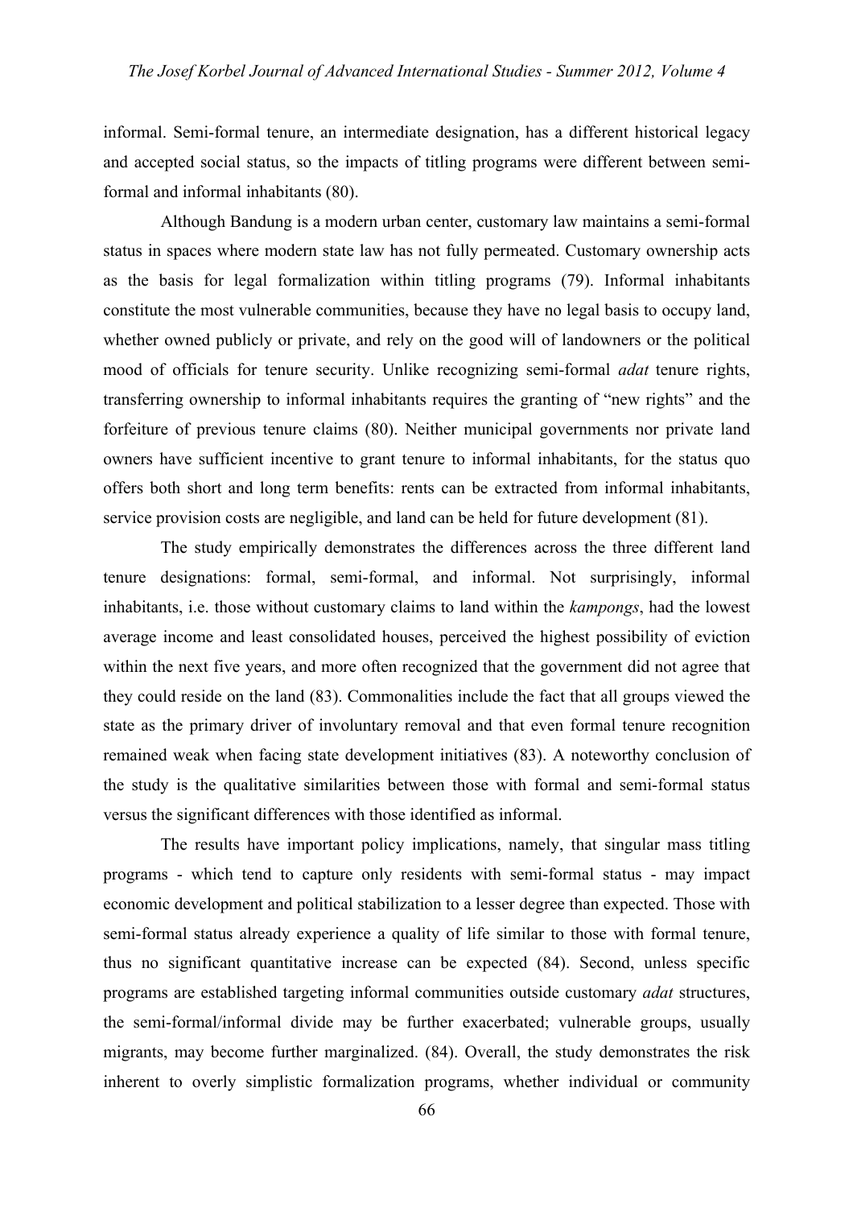informal. Semi-formal tenure, an intermediate designation, has a different historical legacy and accepted social status, so the impacts of titling programs were different between semi-formal and informal inhabitants (80).

Although Bandung is a modern urban center, customary law maintains a semi-formal status in spaces where modern state law has not fully permeated. Customary ownership acts as the basis for legal formalization within titling programs (79). Informal inhabitants constitute the most vulnerable communities, because they have no legal basis to occupy land, whether owned publicly or private, and rely on the good will of landowners or the political mood of officials for tenure security. Unlike recognizing semi-formal *adat* tenure rights, transferring ownership to informal inhabitants requires the granting of "new rights" and the forfeiture of previous tenure claims (80). Neither municipal governments nor private land owners have sufficient incentive to grant tenure to informal inhabitants, for the status quo offers both short and long term benefits: rents can be extracted from informal inhabitants, service provision costs are negligible, and land can be held for future development (81).

The study empirically demonstrates the differences across the three different land tenure designations: formal, semi-formal, and informal. Not surprisingly, informal inhabitants, i.e. those without customary claims to land within the *kampongs*, had the lowest average income and least consolidated houses, perceived the highest possibility of eviction within the next five years, and more often recognized that the government did not agree that they could reside on the land (83). Commonalities include the fact that all groups viewed the state as the primary driver of involuntary removal and that even formal tenure recognition remained weak when facing state development initiatives (83). A noteworthy conclusion of the study is the qualitative similarities between those with formal and semi-formal status versus the significant differences with those identified as informal.

The results have important policy implications, namely, that singular mass titling programs - which tend to capture only residents with semi-formal status - may impact economic development and political stabilization to a lesser degree than expected. Those with semi-formal status already experience a quality of life similar to those with formal tenure, thus no significant quantitative increase can be expected (84). Second, unless specific programs are established targeting informal communities outside customary *adat* structures, the semi-formal/informal divide may be further exacerbated; vulnerable groups, usually migrants, may become further marginalized. (84). Overall, the study demonstrates the risk inherent to overly simplistic formalization programs, whether individual or community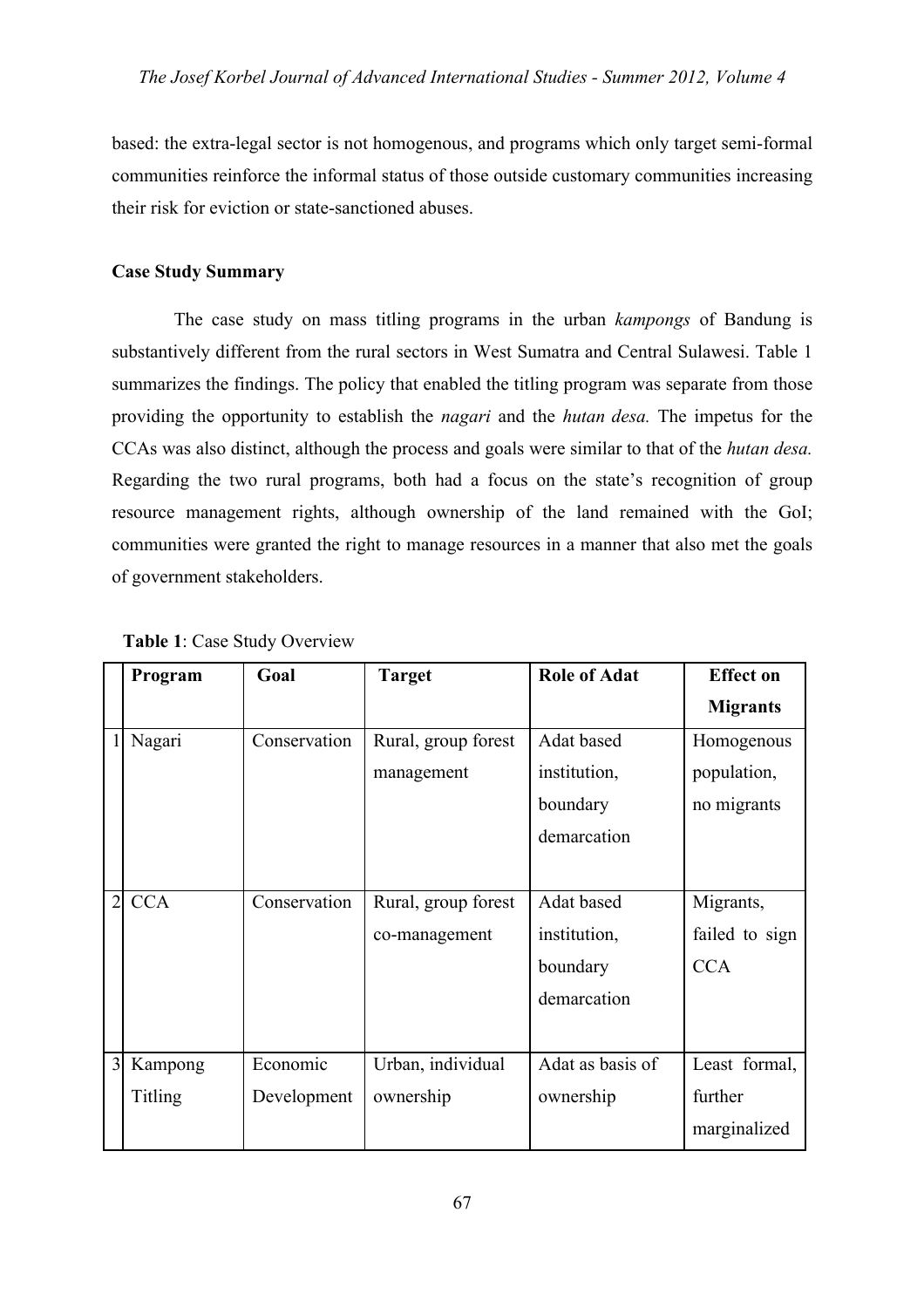based: the extra-legal sector is not homogenous, and programs which only target semi-formal communities reinforce the informal status of those outside customary communities increasing their risk for eviction or state-sanctioned abuses.

**Case Study Summary**

The case study on mass titling programs in the urban *kampongs* of Bandung is substantively different from the rural sectors in West Sumatra and Central Sulawesi. Table 1 summarizes the findings. The policy that enabled the titling program was separate from those providing the opportunity to establish the *nagari* and the *hutan desa.* The impetus for the CCAs was also distinct, although the process and goals were similar to that of the *hutan desa.* Regarding the two rural programs, both had a focus on the state's recognition of group resource management rights, although ownership of the land remained with the GoI; communities were granted the right to manage resources in a manner that also met the goals of government stakeholders.

**Table 1**: Case Study Overview

| | Program | Goal | Target | Role of Adat | Effect on Migrants |
|---|---|---|---|---|---|
| 1 | Nagari | Conservation | Rural, group forest management | Adat based institution, boundary demarcation | Homogenous population, no migrants |
| 2 | CCA | Conservation | Rural, group forest co-management | Adat based institution, boundary demarcation | Migrants, failed to sign CCA |
| 3 | Kampong Titling | Economic Development | Urban, individual ownership | Adat as basis of ownership | Least formal, further marginalized |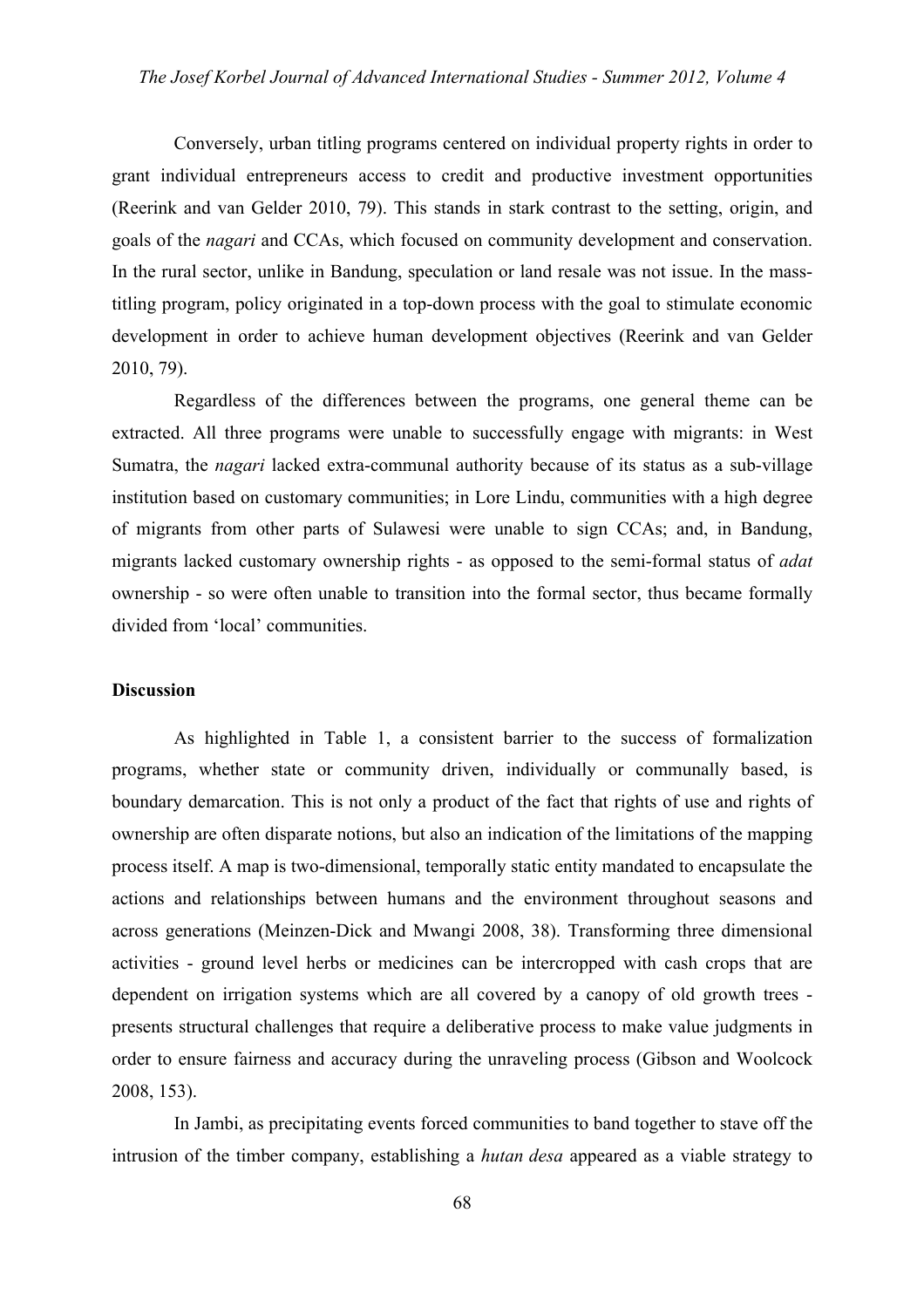Conversely, urban titling programs centered on individual property rights in order to grant individual entrepreneurs access to credit and productive investment opportunities (Reerink and van Gelder 2010, 79). This stands in stark contrast to the setting, origin, and goals of the *nagari* and CCAs, which focused on community development and conservation. In the rural sector, unlike in Bandung, speculation or land resale was not issue. In the mass-titling program, policy originated in a top-down process with the goal to stimulate economic development in order to achieve human development objectives (Reerink and van Gelder 2010, 79).

Regardless of the differences between the programs, one general theme can be extracted. All three programs were unable to successfully engage with migrants: in West Sumatra, the *nagari* lacked extra-communal authority because of its status as a sub-village institution based on customary communities; in Lore Lindu, communities with a high degree of migrants from other parts of Sulawesi were unable to sign CCAs; and, in Bandung, migrants lacked customary ownership rights - as opposed to the semi-formal status of *adat* ownership - so were often unable to transition into the formal sector, thus became formally divided from 'local' communities.

**Discussion**

As highlighted in Table 1, a consistent barrier to the success of formalization programs, whether state or community driven, individually or communally based, is boundary demarcation. This is not only a product of the fact that rights of use and rights of ownership are often disparate notions, but also an indication of the limitations of the mapping process itself. A map is two-dimensional, temporally static entity mandated to encapsulate the actions and relationships between humans and the environment throughout seasons and across generations (Meinzen-Dick and Mwangi 2008, 38). Transforming three dimensional activities - ground level herbs or medicines can be intercropped with cash crops that are dependent on irrigation systems which are all covered by a canopy of old growth trees - presents structural challenges that require a deliberative process to make value judgments in order to ensure fairness and accuracy during the unraveling process (Gibson and Woolcock 2008, 153).

In Jambi, as precipitating events forced communities to band together to stave off the intrusion of the timber company, establishing a *hutan desa* appeared as a viable strategy to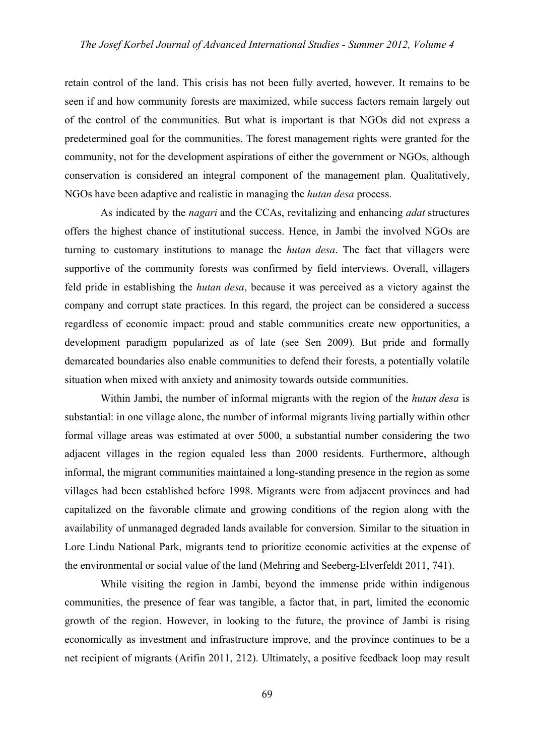retain control of the land. This crisis has not been fully averted, however. It remains to be seen if and how community forests are maximized, while success factors remain largely out of the control of the communities. But what is important is that NGOs did not express a predetermined goal for the communities. The forest management rights were granted for the community, not for the development aspirations of either the government or NGOs, although conservation is considered an integral component of the management plan. Qualitatively, NGOs have been adaptive and realistic in managing the *hutan desa* process.

As indicated by the *nagari* and the CCAs, revitalizing and enhancing *adat* structures offers the highest chance of institutional success. Hence, in Jambi the involved NGOs are turning to customary institutions to manage the *hutan desa*. The fact that villagers were supportive of the community forests was confirmed by field interviews. Overall, villagers feld pride in establishing the *hutan desa*, because it was perceived as a victory against the company and corrupt state practices. In this regard, the project can be considered a success regardless of economic impact: proud and stable communities create new opportunities, a development paradigm popularized as of late (see Sen 2009). But pride and formally demarcated boundaries also enable communities to defend their forests, a potentially volatile situation when mixed with anxiety and animosity towards outside communities.

Within Jambi, the number of informal migrants with the region of the *hutan desa* is substantial: in one village alone, the number of informal migrants living partially within other formal village areas was estimated at over 5000, a substantial number considering the two adjacent villages in the region equaled less than 2000 residents. Furthermore, although informal, the migrant communities maintained a long-standing presence in the region as some villages had been established before 1998. Migrants were from adjacent provinces and had capitalized on the favorable climate and growing conditions of the region along with the availability of unmanaged degraded lands available for conversion. Similar to the situation in Lore Lindu National Park, migrants tend to prioritize economic activities at the expense of the environmental or social value of the land (Mehring and Seeberg-Elverfeldt 2011, 741).

While visiting the region in Jambi, beyond the immense pride within indigenous communities, the presence of fear was tangible, a factor that, in part, limited the economic growth of the region. However, in looking to the future, the province of Jambi is rising economically as investment and infrastructure improve, and the province continues to be a net recipient of migrants (Arifin 2011, 212). Ultimately, a positive feedback loop may result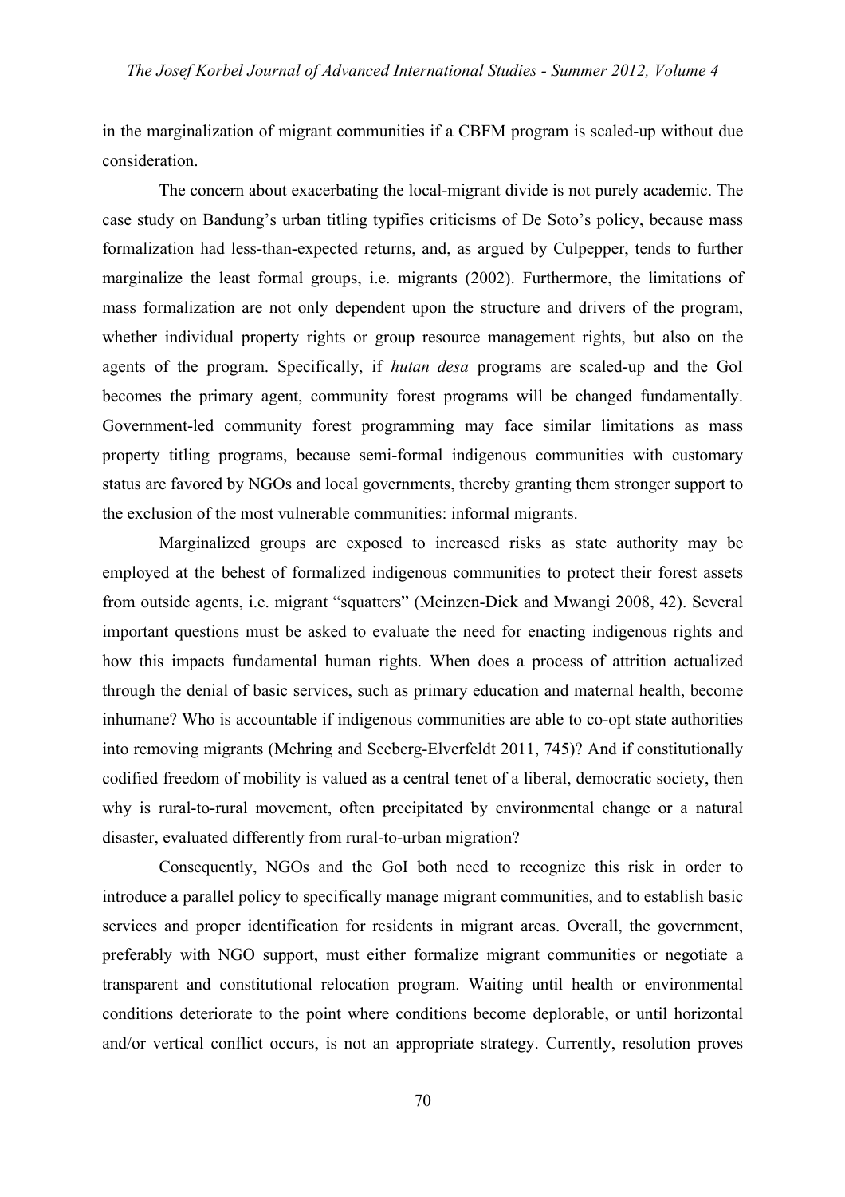in the marginalization of migrant communities if a CBFM program is scaled-up without due consideration.

The concern about exacerbating the local-migrant divide is not purely academic. The case study on Bandung's urban titling typifies criticisms of De Soto's policy, because mass formalization had less-than-expected returns, and, as argued by Culpepper, tends to further marginalize the least formal groups, i.e. migrants (2002). Furthermore, the limitations of mass formalization are not only dependent upon the structure and drivers of the program, whether individual property rights or group resource management rights, but also on the agents of the program. Specifically, if *hutan desa* programs are scaled-up and the GoI becomes the primary agent, community forest programs will be changed fundamentally. Government-led community forest programming may face similar limitations as mass property titling programs, because semi-formal indigenous communities with customary status are favored by NGOs and local governments, thereby granting them stronger support to the exclusion of the most vulnerable communities: informal migrants.

Marginalized groups are exposed to increased risks as state authority may be employed at the behest of formalized indigenous communities to protect their forest assets from outside agents, i.e. migrant "squatters" (Meinzen-Dick and Mwangi 2008, 42). Several important questions must be asked to evaluate the need for enacting indigenous rights and how this impacts fundamental human rights. When does a process of attrition actualized through the denial of basic services, such as primary education and maternal health, become inhumane? Who is accountable if indigenous communities are able to co-opt state authorities into removing migrants (Mehring and Seeberg-Elverfeldt 2011, 745)? And if constitutionally codified freedom of mobility is valued as a central tenet of a liberal, democratic society, then why is rural-to-rural movement, often precipitated by environmental change or a natural disaster, evaluated differently from rural-to-urban migration?

Consequently, NGOs and the GoI both need to recognize this risk in order to introduce a parallel policy to specifically manage migrant communities, and to establish basic services and proper identification for residents in migrant areas. Overall, the government, preferably with NGO support, must either formalize migrant communities or negotiate a transparent and constitutional relocation program. Waiting until health or environmental conditions deteriorate to the point where conditions become deplorable, or until horizontal and/or vertical conflict occurs, is not an appropriate strategy. Currently, resolution proves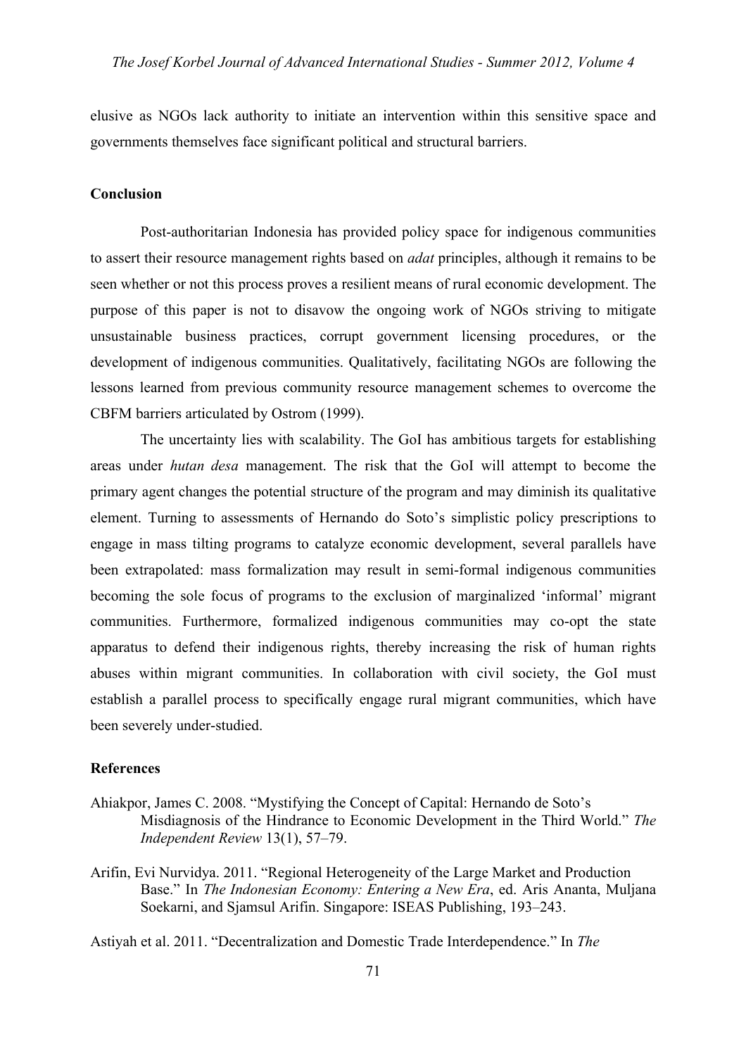elusive as NGOs lack authority to initiate an intervention within this sensitive space and governments themselves face significant political and structural barriers.

## Conclusion

Post-authoritarian Indonesia has provided policy space for indigenous communities to assert their resource management rights based on *adat* principles, although it remains to be seen whether or not this process proves a resilient means of rural economic development. The purpose of this paper is not to disavow the ongoing work of NGOs striving to mitigate unsustainable business practices, corrupt government licensing procedures, or the development of indigenous communities. Qualitatively, facilitating NGOs are following the lessons learned from previous community resource management schemes to overcome the CBFM barriers articulated by Ostrom (1999).

The uncertainty lies with scalability. The GoI has ambitious targets for establishing areas under *hutan desa* management. The risk that the GoI will attempt to become the primary agent changes the potential structure of the program and may diminish its qualitative element. Turning to assessments of Hernando do Soto's simplistic policy prescriptions to engage in mass tilting programs to catalyze economic development, several parallels have been extrapolated: mass formalization may result in semi-formal indigenous communities becoming the sole focus of programs to the exclusion of marginalized 'informal' migrant communities. Furthermore, formalized indigenous communities may co-opt the state apparatus to defend their indigenous rights, thereby increasing the risk of human rights abuses within migrant communities. In collaboration with civil society, the GoI must establish a parallel process to specifically engage rural migrant communities, which have been severely under-studied.

## References

Ahiakpor, James C. 2008. "Mystifying the Concept of Capital: Hernando de Soto's Misdiagnosis of the Hindrance to Economic Development in the Third World." *The Independent Review* 13(1), 57–79.

Arifin, Evi Nurvidya. 2011. "Regional Heterogeneity of the Large Market and Production Base." In *The Indonesian Economy: Entering a New Era*, ed. Aris Ananta, Muljana Soekarni, and Sjamsul Arifin. Singapore: ISEAS Publishing, 193–243.

Astiyah et al. 2011. "Decentralization and Domestic Trade Interdependence." In *The*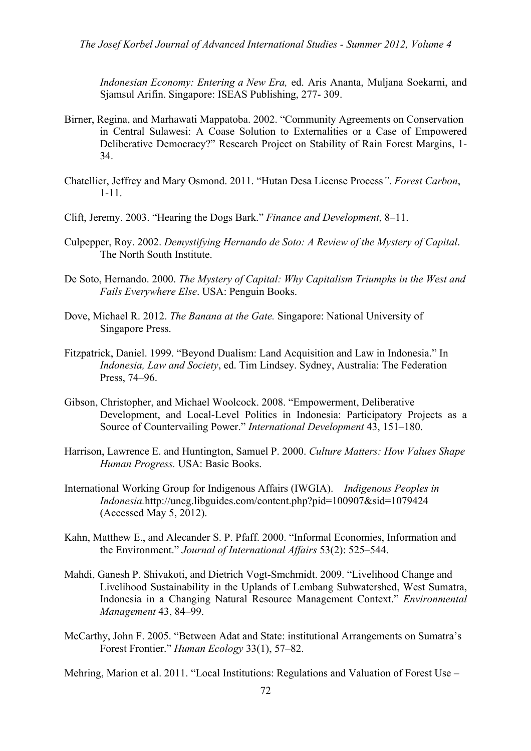*Indonesian Economy: Entering a New Era,* ed. Aris Ananta, Muljana Soekarni, and Sjamsul Arifin. Singapore: ISEAS Publishing, 277- 309.

Birner, Regina, and Marhawati Mappatoba. 2002. "Community Agreements on Conservation in Central Sulawesi: A Coase Solution to Externalities or a Case of Empowered Deliberative Democracy?" Research Project on Stability of Rain Forest Margins, 1-34.

Chatellier, Jeffrey and Mary Osmond. 2011. "Hutan Desa License Process*"*. *Forest Carbon*, 1-11.

Clift, Jeremy. 2003. "Hearing the Dogs Bark." *Finance and Development*, 8–11.

Culpepper, Roy. 2002. *Demystifying Hernando de Soto: A Review of the Mystery of Capital*. The North South Institute.

De Soto, Hernando. 2000. *The Mystery of Capital: Why Capitalism Triumphs in the West and Fails Everywhere Else*. USA: Penguin Books.

Dove, Michael R. 2012. *The Banana at the Gate.* Singapore: National University of Singapore Press.

Fitzpatrick, Daniel. 1999. "Beyond Dualism: Land Acquisition and Law in Indonesia." In *Indonesia, Law and Society*, ed. Tim Lindsey. Sydney, Australia: The Federation Press, 74–96.

Gibson, Christopher, and Michael Woolcock. 2008. "Empowerment, Deliberative Development, and Local-Level Politics in Indonesia: Participatory Projects as a Source of Countervailing Power." *International Development* 43, 151–180.

Harrison, Lawrence E. and Huntington, Samuel P. 2000. *Culture Matters: How Values Shape Human Progress.* USA: Basic Books.

International Working Group for Indigenous Affairs (IWGIA). *Indigenous Peoples in Indonesia.*http://uncg.libguides.com/content.php?pid=100907&sid=1079424 (Accessed May 5, 2012).

Kahn, Matthew E., and Alecander S. P. Pfaff. 2000. "Informal Economies, Information and the Environment." *Journal of International Affairs* 53(2): 525–544.

Mahdi, Ganesh P. Shivakoti, and Dietrich Vogt-Smchmidt. 2009. "Livelihood Change and Livelihood Sustainability in the Uplands of Lembang Subwatershed, West Sumatra, Indonesia in a Changing Natural Resource Management Context." *Environmental Management* 43, 84–99.

McCarthy, John F. 2005. "Between Adat and State: institutional Arrangements on Sumatra's Forest Frontier." *Human Ecology* 33(1), 57–82.

Mehring, Marion et al. 2011. "Local Institutions: Regulations and Valuation of Forest Use –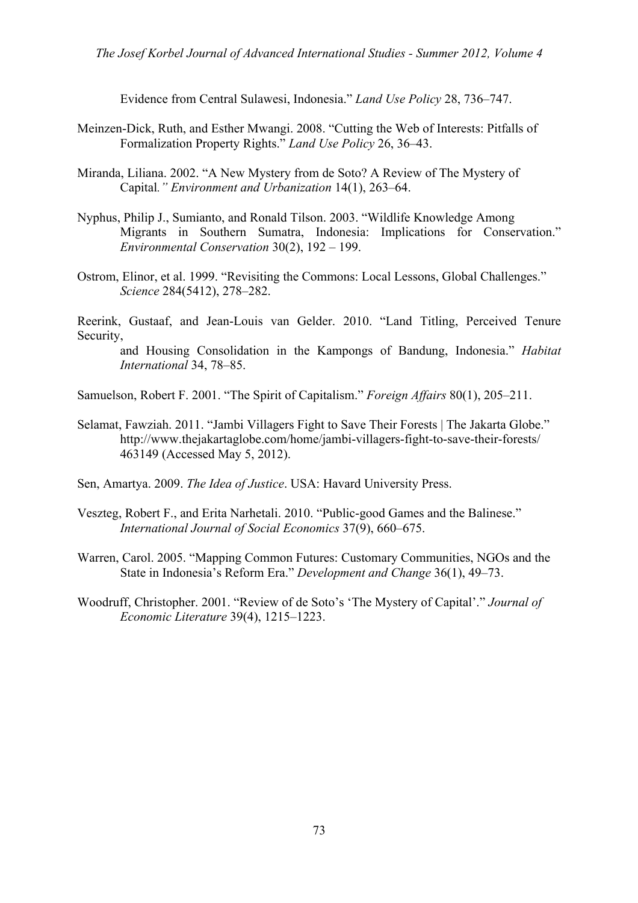Evidence from Central Sulawesi, Indonesia." *Land Use Policy* 28, 736–747.

Meinzen-Dick, Ruth, and Esther Mwangi. 2008. "Cutting the Web of Interests: Pitfalls of Formalization Property Rights." *Land Use Policy* 26, 36–43.

Miranda, Liliana. 2002. "A New Mystery from de Soto? A Review of The Mystery of Capital*." Environment and Urbanization* 14(1), 263–64.

Nyphus, Philip J., Sumianto, and Ronald Tilson. 2003. "Wildlife Knowledge Among Migrants in Southern Sumatra, Indonesia: Implications for Conservation." *Environmental Conservation* 30(2), 192 – 199.

Ostrom, Elinor, et al. 1999. "Revisiting the Commons: Local Lessons, Global Challenges." *Science* 284(5412), 278–282.

Reerink, Gustaaf, and Jean-Louis van Gelder. 2010. "Land Titling, Perceived Tenure Security,
and Housing Consolidation in the Kampongs of Bandung, Indonesia." *Habitat International* 34, 78–85.

Samuelson, Robert F. 2001. "The Spirit of Capitalism." *Foreign Affairs* 80(1), 205–211.

Selamat, Fawziah. 2011. "Jambi Villagers Fight to Save Their Forests | The Jakarta Globe." http://www.thejakartaglobe.com/home/jambi-villagers-fight-to-save-their-forests/463149 (Accessed May 5, 2012).

Sen, Amartya. 2009. *The Idea of Justice*. USA: Havard University Press.

Veszteg, Robert F., and Erita Narhetali. 2010. "Public-good Games and the Balinese." *International Journal of Social Economics* 37(9), 660–675.

Warren, Carol. 2005. "Mapping Common Futures: Customary Communities, NGOs and the State in Indonesia's Reform Era." *Development and Change* 36(1), 49–73.

Woodruff, Christopher. 2001. "Review of de Soto's 'The Mystery of Capital'." *Journal of Economic Literature* 39(4), 1215–1223.